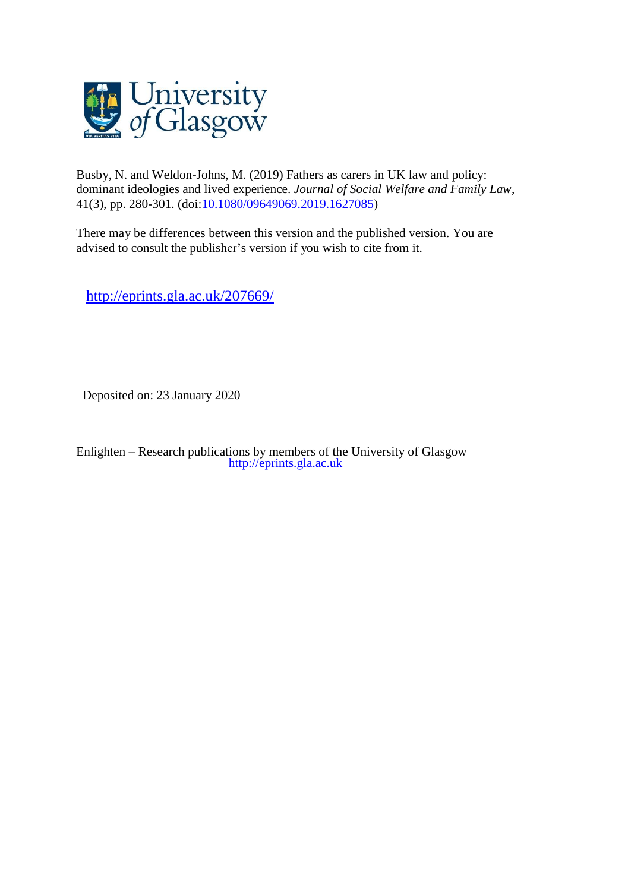Busby, N. and Weldon-Johns, M. (2019) Fathers as carers in UK law and policy: dominant ideologies and lived experience. *Journal of Social Welfare and Family Law*, 41(3), pp. 280-301. (doi:10.1080/09649069.2019.1627085)

There may be differences between this version and the published version. You are advised to consult the publisher's version if you wish to cite from it.

http://eprints.gla.ac.uk/207669/

Deposited on: 23 January 2020

Enlighten – Research publications by members of the University of Glasgow
http://eprints.gla.ac.uk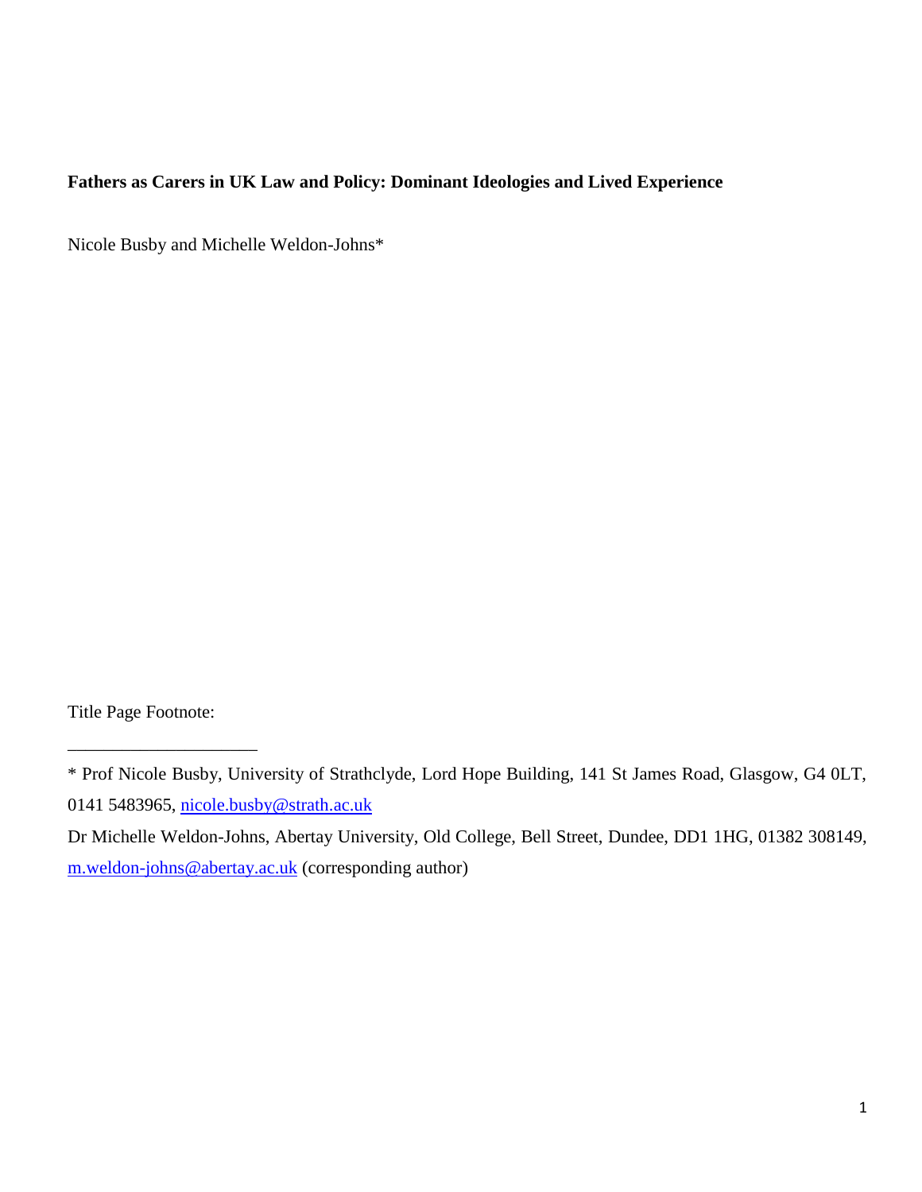**Fathers as Carers in UK Law and Policy: Dominant Ideologies and Lived Experience**

Nicole Busby and Michelle Weldon-Johns*

Title Page Footnote:

---

* Prof Nicole Busby, University of Strathclyde, Lord Hope Building, 141 St James Road, Glasgow, G4 0LT, 0141 5483965, nicole.busby@strath.ac.uk

Dr Michelle Weldon-Johns, Abertay University, Old College, Bell Street, Dundee, DD1 1HG, 01382 308149, m.weldon-johns@abertay.ac.uk (corresponding author)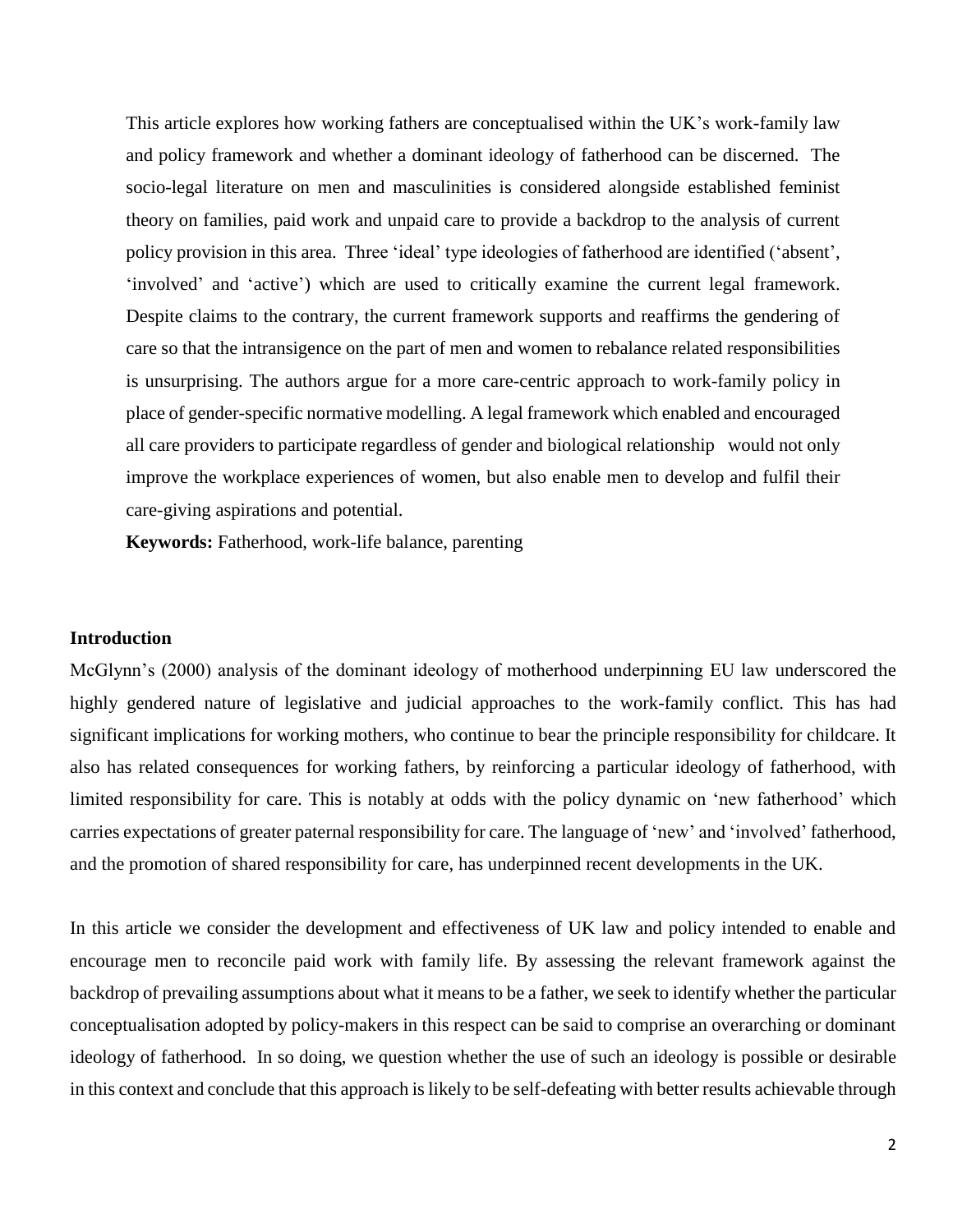This article explores how working fathers are conceptualised within the UK's work-family law and policy framework and whether a dominant ideology of fatherhood can be discerned. The socio-legal literature on men and masculinities is considered alongside established feminist theory on families, paid work and unpaid care to provide a backdrop to the analysis of current policy provision in this area. Three 'ideal' type ideologies of fatherhood are identified ('absent', 'involved' and 'active') which are used to critically examine the current legal framework. Despite claims to the contrary, the current framework supports and reaffirms the gendering of care so that the intransigence on the part of men and women to rebalance related responsibilities is unsurprising. The authors argue for a more care-centric approach to work-family policy in place of gender-specific normative modelling. A legal framework which enabled and encouraged all care providers to participate regardless of gender and biological relationship would not only improve the workplace experiences of women, but also enable men to develop and fulfil their care-giving aspirations and potential.

**Keywords:** Fatherhood, work-life balance, parenting

## Introduction

McGlynn's (2000) analysis of the dominant ideology of motherhood underpinning EU law underscored the highly gendered nature of legislative and judicial approaches to the work-family conflict. This has had significant implications for working mothers, who continue to bear the principle responsibility for childcare. It also has related consequences for working fathers, by reinforcing a particular ideology of fatherhood, with limited responsibility for care. This is notably at odds with the policy dynamic on 'new fatherhood' which carries expectations of greater paternal responsibility for care. The language of 'new' and 'involved' fatherhood, and the promotion of shared responsibility for care, has underpinned recent developments in the UK.

In this article we consider the development and effectiveness of UK law and policy intended to enable and encourage men to reconcile paid work with family life. By assessing the relevant framework against the backdrop of prevailing assumptions about what it means to be a father, we seek to identify whether the particular conceptualisation adopted by policy-makers in this respect can be said to comprise an overarching or dominant ideology of fatherhood. In so doing, we question whether the use of such an ideology is possible or desirable in this context and conclude that this approach is likely to be self-defeating with better results achievable through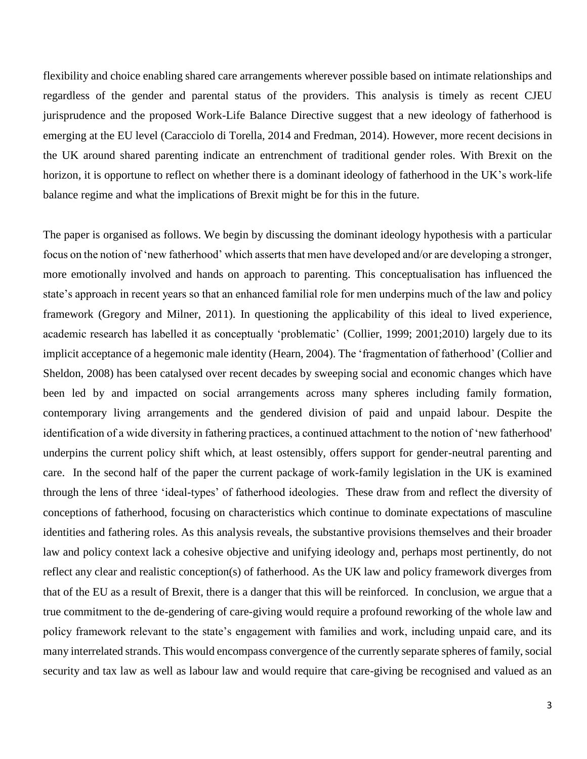flexibility and choice enabling shared care arrangements wherever possible based on intimate relationships and regardless of the gender and parental status of the providers. This analysis is timely as recent CJEU jurisprudence and the proposed Work-Life Balance Directive suggest that a new ideology of fatherhood is emerging at the EU level (Caracciolo di Torella, 2014 and Fredman, 2014). However, more recent decisions in the UK around shared parenting indicate an entrenchment of traditional gender roles. With Brexit on the horizon, it is opportune to reflect on whether there is a dominant ideology of fatherhood in the UK's work-life balance regime and what the implications of Brexit might be for this in the future.

The paper is organised as follows. We begin by discussing the dominant ideology hypothesis with a particular focus on the notion of 'new fatherhood' which asserts that men have developed and/or are developing a stronger, more emotionally involved and hands on approach to parenting. This conceptualisation has influenced the state's approach in recent years so that an enhanced familial role for men underpins much of the law and policy framework (Gregory and Milner, 2011). In questioning the applicability of this ideal to lived experience, academic research has labelled it as conceptually 'problematic' (Collier, 1999; 2001;2010) largely due to its implicit acceptance of a hegemonic male identity (Hearn, 2004). The 'fragmentation of fatherhood' (Collier and Sheldon, 2008) has been catalysed over recent decades by sweeping social and economic changes which have been led by and impacted on social arrangements across many spheres including family formation, contemporary living arrangements and the gendered division of paid and unpaid labour. Despite the identification of a wide diversity in fathering practices, a continued attachment to the notion of 'new fatherhood' underpins the current policy shift which, at least ostensibly, offers support for gender-neutral parenting and care. In the second half of the paper the current package of work-family legislation in the UK is examined through the lens of three 'ideal-types' of fatherhood ideologies. These draw from and reflect the diversity of conceptions of fatherhood, focusing on characteristics which continue to dominate expectations of masculine identities and fathering roles. As this analysis reveals, the substantive provisions themselves and their broader law and policy context lack a cohesive objective and unifying ideology and, perhaps most pertinently, do not reflect any clear and realistic conception(s) of fatherhood. As the UK law and policy framework diverges from that of the EU as a result of Brexit, there is a danger that this will be reinforced. In conclusion, we argue that a true commitment to the de-gendering of care-giving would require a profound reworking of the whole law and policy framework relevant to the state's engagement with families and work, including unpaid care, and its many interrelated strands. This would encompass convergence of the currently separate spheres of family, social security and tax law as well as labour law and would require that care-giving be recognised and valued as an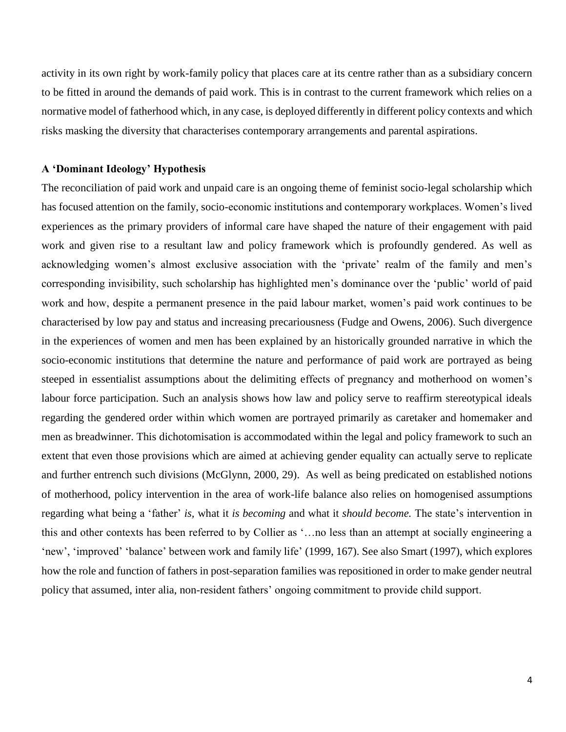activity in its own right by work-family policy that places care at its centre rather than as a subsidiary concern to be fitted in around the demands of paid work. This is in contrast to the current framework which relies on a normative model of fatherhood which, in any case, is deployed differently in different policy contexts and which risks masking the diversity that characterises contemporary arrangements and parental aspirations.

### A 'Dominant Ideology' Hypothesis

The reconciliation of paid work and unpaid care is an ongoing theme of feminist socio-legal scholarship which has focused attention on the family, socio-economic institutions and contemporary workplaces. Women's lived experiences as the primary providers of informal care have shaped the nature of their engagement with paid work and given rise to a resultant law and policy framework which is profoundly gendered. As well as acknowledging women's almost exclusive association with the 'private' realm of the family and men's corresponding invisibility, such scholarship has highlighted men's dominance over the 'public' world of paid work and how, despite a permanent presence in the paid labour market, women's paid work continues to be characterised by low pay and status and increasing precariousness (Fudge and Owens, 2006). Such divergence in the experiences of women and men has been explained by an historically grounded narrative in which the socio-economic institutions that determine the nature and performance of paid work are portrayed as being steeped in essentialist assumptions about the delimiting effects of pregnancy and motherhood on women's labour force participation. Such an analysis shows how law and policy serve to reaffirm stereotypical ideals regarding the gendered order within which women are portrayed primarily as caretaker and homemaker and men as breadwinner. This dichotomisation is accommodated within the legal and policy framework to such an extent that even those provisions which are aimed at achieving gender equality can actually serve to replicate and further entrench such divisions (McGlynn, 2000, 29). As well as being predicated on established notions of motherhood, policy intervention in the area of work-life balance also relies on homogenised assumptions regarding what being a 'father' *is,* what it *is becoming* and what it *should become.* The state's intervention in this and other contexts has been referred to by Collier as '…no less than an attempt at socially engineering a 'new', 'improved' 'balance' between work and family life' (1999, 167). See also Smart (1997), which explores how the role and function of fathers in post-separation families was repositioned in order to make gender neutral policy that assumed, inter alia, non-resident fathers' ongoing commitment to provide child support.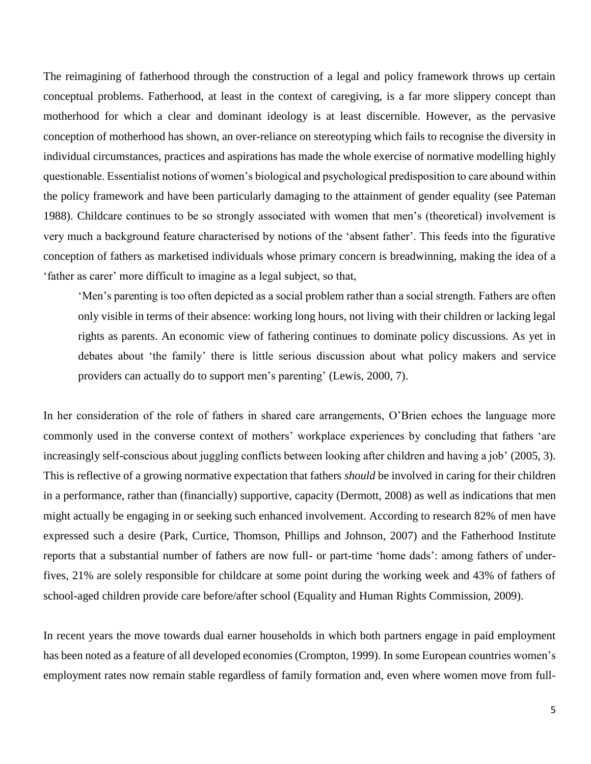The reimagining of fatherhood through the construction of a legal and policy framework throws up certain conceptual problems. Fatherhood, at least in the context of caregiving, is a far more slippery concept than motherhood for which a clear and dominant ideology is at least discernible. However, as the pervasive conception of motherhood has shown, an over-reliance on stereotyping which fails to recognise the diversity in individual circumstances, practices and aspirations has made the whole exercise of normative modelling highly questionable. Essentialist notions of women's biological and psychological predisposition to care abound within the policy framework and have been particularly damaging to the attainment of gender equality (see Pateman 1988). Childcare continues to be so strongly associated with women that men's (theoretical) involvement is very much a background feature characterised by notions of the 'absent father'. This feeds into the figurative conception of fathers as marketised individuals whose primary concern is breadwinning, making the idea of a 'father as carer' more difficult to imagine as a legal subject, so that,

> 'Men's parenting is too often depicted as a social problem rather than a social strength. Fathers are often only visible in terms of their absence: working long hours, not living with their children or lacking legal rights as parents. An economic view of fathering continues to dominate policy discussions. As yet in debates about 'the family' there is little serious discussion about what policy makers and service providers can actually do to support men's parenting' (Lewis, 2000, 7).

In her consideration of the role of fathers in shared care arrangements, O'Brien echoes the language more commonly used in the converse context of mothers' workplace experiences by concluding that fathers 'are increasingly self-conscious about juggling conflicts between looking after children and having a job' (2005, 3). This is reflective of a growing normative expectation that fathers *should* be involved in caring for their children in a performance, rather than (financially) supportive, capacity (Dermott, 2008) as well as indications that men might actually be engaging in or seeking such enhanced involvement. According to research 82% of men have expressed such a desire (Park, Curtice, Thomson, Phillips and Johnson, 2007) and the Fatherhood Institute reports that a substantial number of fathers are now full- or part-time 'home dads': among fathers of under-fives, 21% are solely responsible for childcare at some point during the working week and 43% of fathers of school-aged children provide care before/after school (Equality and Human Rights Commission, 2009).

In recent years the move towards dual earner households in which both partners engage in paid employment has been noted as a feature of all developed economies (Crompton, 1999). In some European countries women's employment rates now remain stable regardless of family formation and, even where women move from full-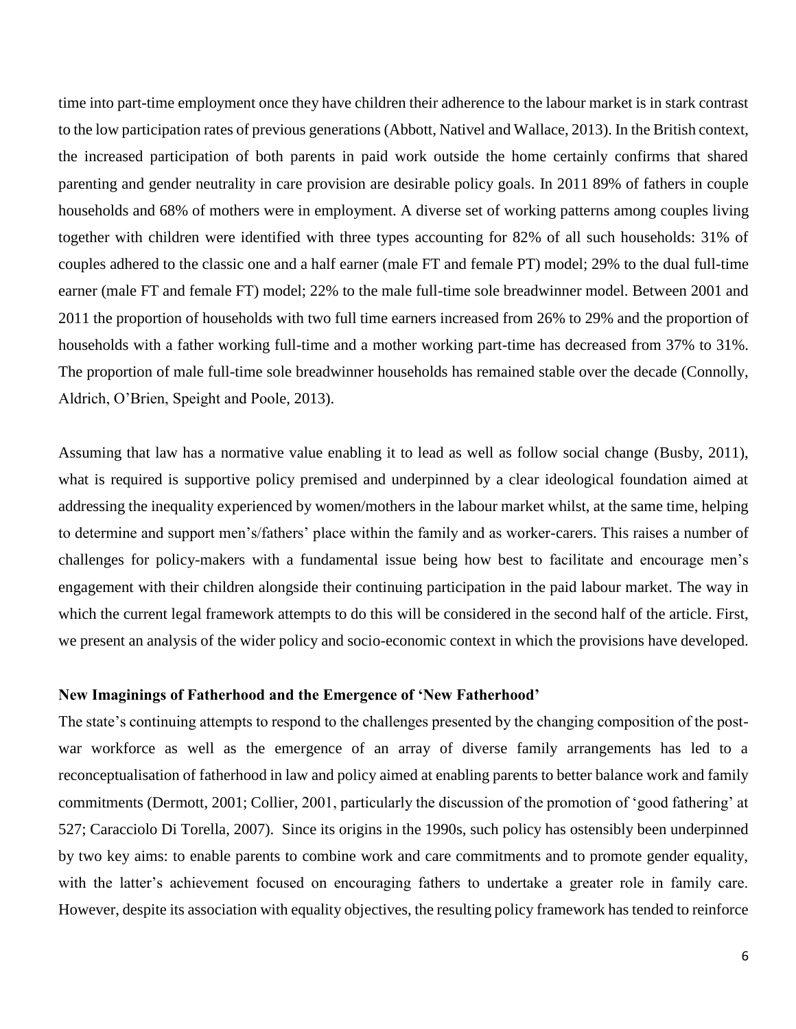time into part-time employment once they have children their adherence to the labour market is in stark contrast to the low participation rates of previous generations (Abbott, Nativel and Wallace, 2013). In the British context, the increased participation of both parents in paid work outside the home certainly confirms that shared parenting and gender neutrality in care provision are desirable policy goals. In 2011 89% of fathers in couple households and 68% of mothers were in employment. A diverse set of working patterns among couples living together with children were identified with three types accounting for 82% of all such households: 31% of couples adhered to the classic one and a half earner (male FT and female PT) model; 29% to the dual full-time earner (male FT and female FT) model; 22% to the male full-time sole breadwinner model. Between 2001 and 2011 the proportion of households with two full time earners increased from 26% to 29% and the proportion of households with a father working full-time and a mother working part-time has decreased from 37% to 31%. The proportion of male full-time sole breadwinner households has remained stable over the decade (Connolly, Aldrich, O'Brien, Speight and Poole, 2013).

Assuming that law has a normative value enabling it to lead as well as follow social change (Busby, 2011), what is required is supportive policy premised and underpinned by a clear ideological foundation aimed at addressing the inequality experienced by women/mothers in the labour market whilst, at the same time, helping to determine and support men's/fathers' place within the family and as worker-carers. This raises a number of challenges for policy-makers with a fundamental issue being how best to facilitate and encourage men's engagement with their children alongside their continuing participation in the paid labour market. The way in which the current legal framework attempts to do this will be considered in the second half of the article. First, we present an analysis of the wider policy and socio-economic context in which the provisions have developed.

**New Imaginings of Fatherhood and the Emergence of 'New Fatherhood'**

The state's continuing attempts to respond to the challenges presented by the changing composition of the post-war workforce as well as the emergence of an array of diverse family arrangements has led to a reconceptualisation of fatherhood in law and policy aimed at enabling parents to better balance work and family commitments (Dermott, 2001; Collier, 2001, particularly the discussion of the promotion of 'good fathering' at 527; Caracciolo Di Torella, 2007). Since its origins in the 1990s, such policy has ostensibly been underpinned by two key aims: to enable parents to combine work and care commitments and to promote gender equality, with the latter's achievement focused on encouraging fathers to undertake a greater role in family care. However, despite its association with equality objectives, the resulting policy framework has tended to reinforce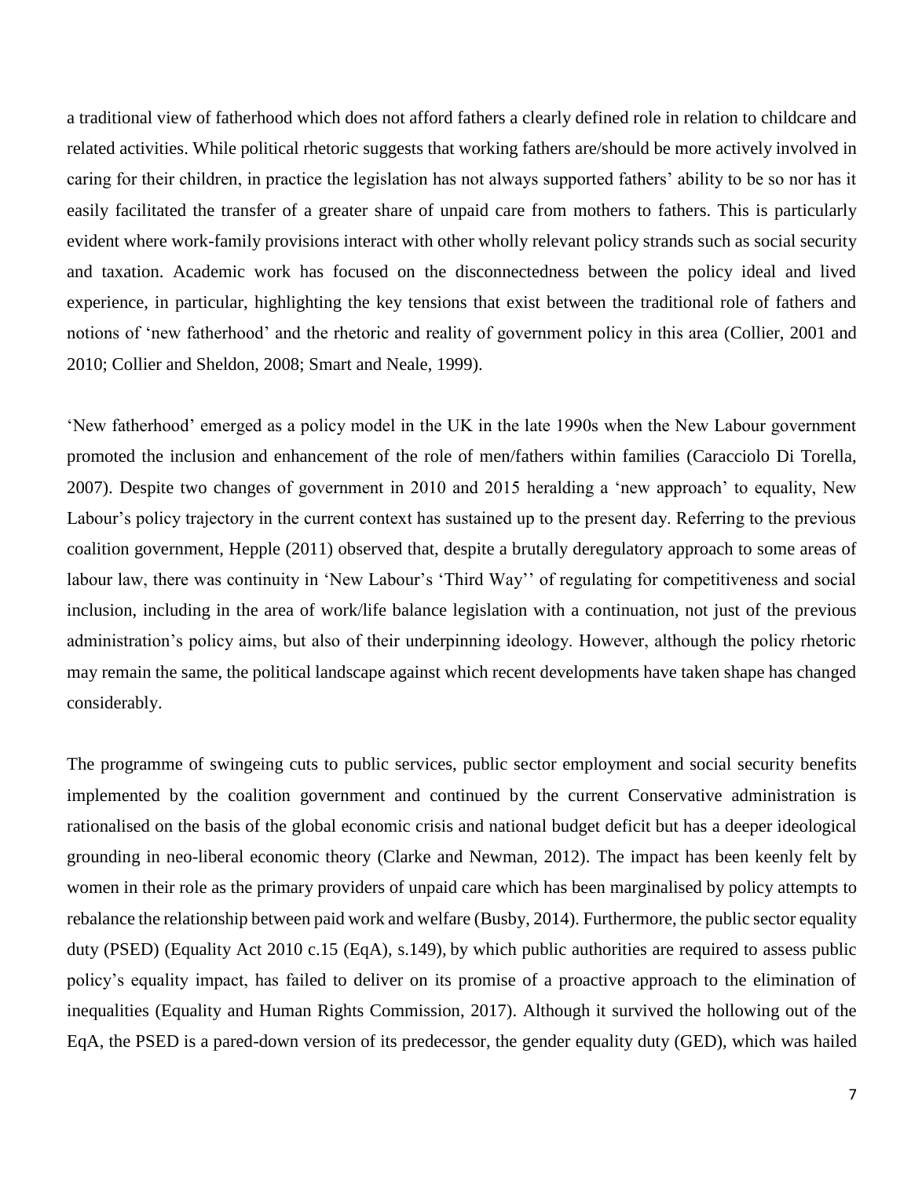a traditional view of fatherhood which does not afford fathers a clearly defined role in relation to childcare and related activities. While political rhetoric suggests that working fathers are/should be more actively involved in caring for their children, in practice the legislation has not always supported fathers' ability to be so nor has it easily facilitated the transfer of a greater share of unpaid care from mothers to fathers. This is particularly evident where work-family provisions interact with other wholly relevant policy strands such as social security and taxation. Academic work has focused on the disconnectedness between the policy ideal and lived experience, in particular, highlighting the key tensions that exist between the traditional role of fathers and notions of 'new fatherhood' and the rhetoric and reality of government policy in this area (Collier, 2001 and 2010; Collier and Sheldon, 2008; Smart and Neale, 1999).

'New fatherhood' emerged as a policy model in the UK in the late 1990s when the New Labour government promoted the inclusion and enhancement of the role of men/fathers within families (Caracciolo Di Torella, 2007). Despite two changes of government in 2010 and 2015 heralding a 'new approach' to equality, New Labour's policy trajectory in the current context has sustained up to the present day. Referring to the previous coalition government, Hepple (2011) observed that, despite a brutally deregulatory approach to some areas of labour law, there was continuity in 'New Labour's 'Third Way'' of regulating for competitiveness and social inclusion, including in the area of work/life balance legislation with a continuation, not just of the previous administration's policy aims, but also of their underpinning ideology. However, although the policy rhetoric may remain the same, the political landscape against which recent developments have taken shape has changed considerably.

The programme of swingeing cuts to public services, public sector employment and social security benefits implemented by the coalition government and continued by the current Conservative administration is rationalised on the basis of the global economic crisis and national budget deficit but has a deeper ideological grounding in neo-liberal economic theory (Clarke and Newman, 2012). The impact has been keenly felt by women in their role as the primary providers of unpaid care which has been marginalised by policy attempts to rebalance the relationship between paid work and welfare (Busby, 2014). Furthermore, the public sector equality duty (PSED) (Equality Act 2010 c.15 (EqA), s.149), by which public authorities are required to assess public policy's equality impact, has failed to deliver on its promise of a proactive approach to the elimination of inequalities (Equality and Human Rights Commission, 2017). Although it survived the hollowing out of the EqA, the PSED is a pared-down version of its predecessor, the gender equality duty (GED), which was hailed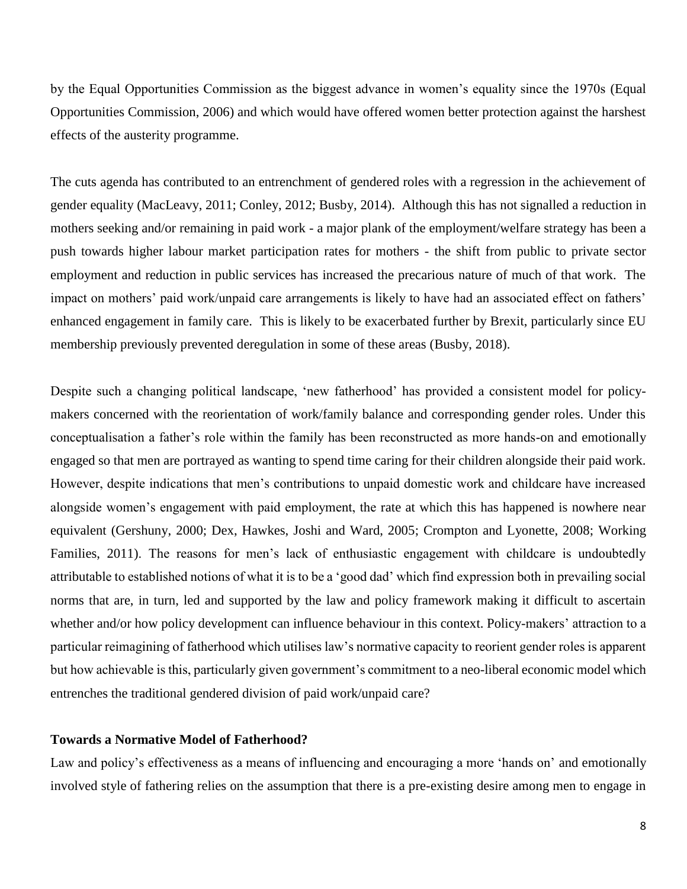by the Equal Opportunities Commission as the biggest advance in women's equality since the 1970s (Equal Opportunities Commission, 2006) and which would have offered women better protection against the harshest effects of the austerity programme.

The cuts agenda has contributed to an entrenchment of gendered roles with a regression in the achievement of gender equality (MacLeavy, 2011; Conley, 2012; Busby, 2014). Although this has not signalled a reduction in mothers seeking and/or remaining in paid work - a major plank of the employment/welfare strategy has been a push towards higher labour market participation rates for mothers - the shift from public to private sector employment and reduction in public services has increased the precarious nature of much of that work. The impact on mothers' paid work/unpaid care arrangements is likely to have had an associated effect on fathers' enhanced engagement in family care. This is likely to be exacerbated further by Brexit, particularly since EU membership previously prevented deregulation in some of these areas (Busby, 2018).

Despite such a changing political landscape, 'new fatherhood' has provided a consistent model for policy-makers concerned with the reorientation of work/family balance and corresponding gender roles. Under this conceptualisation a father's role within the family has been reconstructed as more hands-on and emotionally engaged so that men are portrayed as wanting to spend time caring for their children alongside their paid work. However, despite indications that men's contributions to unpaid domestic work and childcare have increased alongside women's engagement with paid employment, the rate at which this has happened is nowhere near equivalent (Gershuny, 2000; Dex, Hawkes, Joshi and Ward, 2005; Crompton and Lyonette, 2008; Working Families, 2011). The reasons for men's lack of enthusiastic engagement with childcare is undoubtedly attributable to established notions of what it is to be a 'good dad' which find expression both in prevailing social norms that are, in turn, led and supported by the law and policy framework making it difficult to ascertain whether and/or how policy development can influence behaviour in this context. Policy-makers' attraction to a particular reimagining of fatherhood which utilises law's normative capacity to reorient gender roles is apparent but how achievable is this, particularly given government's commitment to a neo-liberal economic model which entrenches the traditional gendered division of paid work/unpaid care?

**Towards a Normative Model of Fatherhood?**

Law and policy's effectiveness as a means of influencing and encouraging a more 'hands on' and emotionally involved style of fathering relies on the assumption that there is a pre-existing desire among men to engage in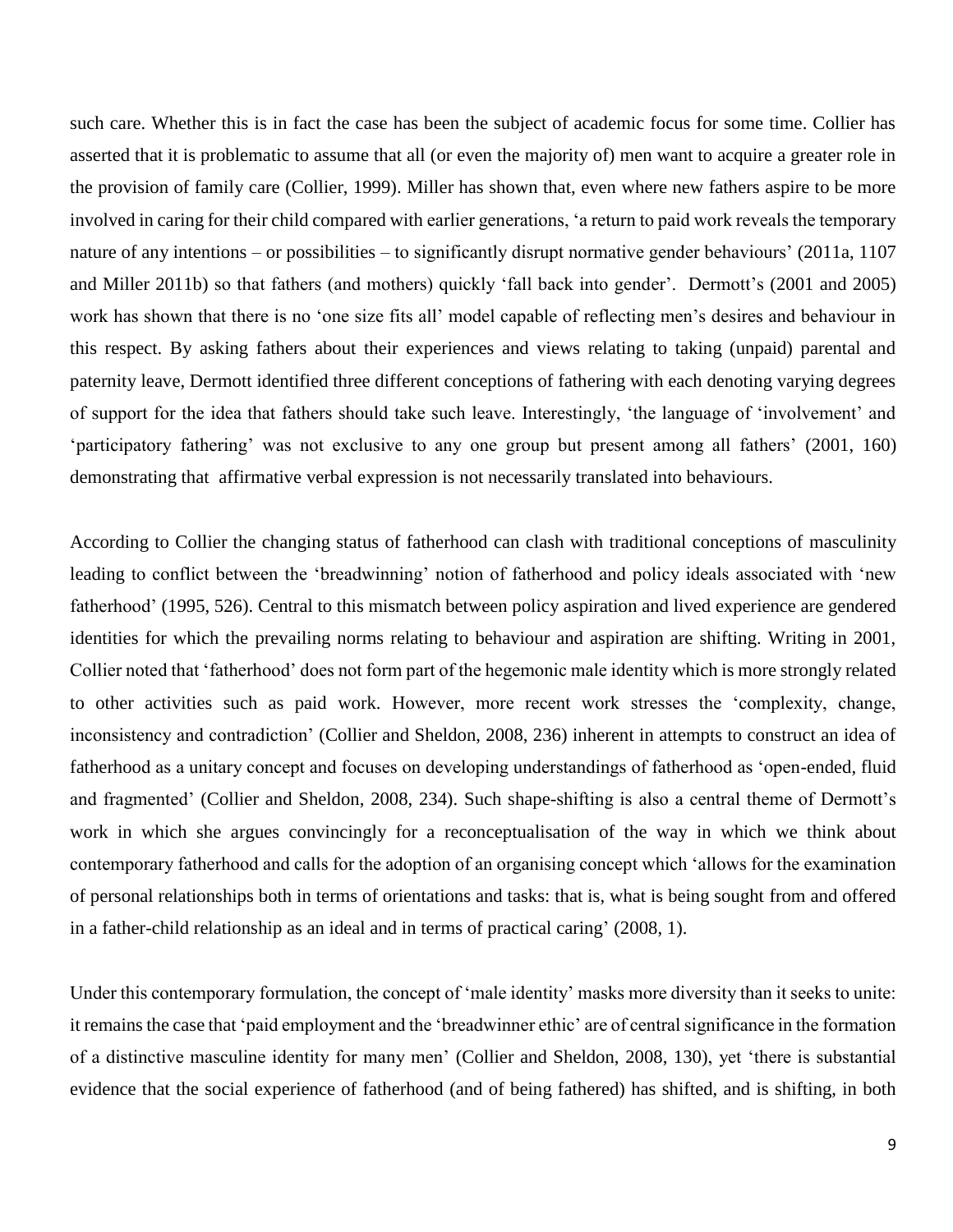such care. Whether this is in fact the case has been the subject of academic focus for some time. Collier has asserted that it is problematic to assume that all (or even the majority of) men want to acquire a greater role in the provision of family care (Collier, 1999). Miller has shown that, even where new fathers aspire to be more involved in caring for their child compared with earlier generations, 'a return to paid work reveals the temporary nature of any intentions – or possibilities – to significantly disrupt normative gender behaviours' (2011a, 1107 and Miller 2011b) so that fathers (and mothers) quickly 'fall back into gender'. Dermott's (2001 and 2005) work has shown that there is no 'one size fits all' model capable of reflecting men's desires and behaviour in this respect. By asking fathers about their experiences and views relating to taking (unpaid) parental and paternity leave, Dermott identified three different conceptions of fathering with each denoting varying degrees of support for the idea that fathers should take such leave. Interestingly, 'the language of 'involvement' and 'participatory fathering' was not exclusive to any one group but present among all fathers' (2001, 160) demonstrating that affirmative verbal expression is not necessarily translated into behaviours.

According to Collier the changing status of fatherhood can clash with traditional conceptions of masculinity leading to conflict between the 'breadwinning' notion of fatherhood and policy ideals associated with 'new fatherhood' (1995, 526). Central to this mismatch between policy aspiration and lived experience are gendered identities for which the prevailing norms relating to behaviour and aspiration are shifting. Writing in 2001, Collier noted that 'fatherhood' does not form part of the hegemonic male identity which is more strongly related to other activities such as paid work. However, more recent work stresses the 'complexity, change, inconsistency and contradiction' (Collier and Sheldon, 2008, 236) inherent in attempts to construct an idea of fatherhood as a unitary concept and focuses on developing understandings of fatherhood as 'open-ended, fluid and fragmented' (Collier and Sheldon, 2008, 234). Such shape-shifting is also a central theme of Dermott's work in which she argues convincingly for a reconceptualisation of the way in which we think about contemporary fatherhood and calls for the adoption of an organising concept which 'allows for the examination of personal relationships both in terms of orientations and tasks: that is, what is being sought from and offered in a father-child relationship as an ideal and in terms of practical caring' (2008, 1).

Under this contemporary formulation, the concept of 'male identity' masks more diversity than it seeks to unite: it remains the case that 'paid employment and the 'breadwinner ethic' are of central significance in the formation of a distinctive masculine identity for many men' (Collier and Sheldon, 2008, 130), yet 'there is substantial evidence that the social experience of fatherhood (and of being fathered) has shifted, and is shifting, in both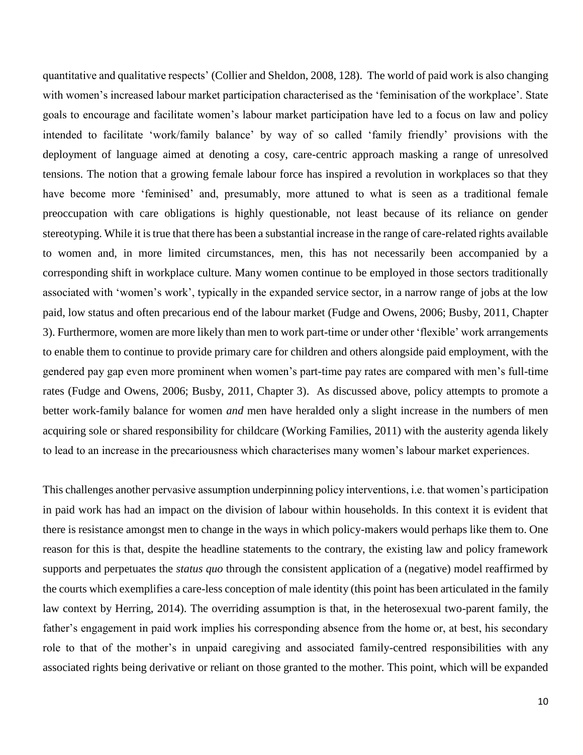quantitative and qualitative respects' (Collier and Sheldon, 2008, 128). The world of paid work is also changing with women's increased labour market participation characterised as the 'feminisation of the workplace'. State goals to encourage and facilitate women's labour market participation have led to a focus on law and policy intended to facilitate 'work/family balance' by way of so called 'family friendly' provisions with the deployment of language aimed at denoting a cosy, care-centric approach masking a range of unresolved tensions. The notion that a growing female labour force has inspired a revolution in workplaces so that they have become more 'feminised' and, presumably, more attuned to what is seen as a traditional female preoccupation with care obligations is highly questionable, not least because of its reliance on gender stereotyping. While it is true that there has been a substantial increase in the range of care-related rights available to women and, in more limited circumstances, men, this has not necessarily been accompanied by a corresponding shift in workplace culture. Many women continue to be employed in those sectors traditionally associated with 'women's work', typically in the expanded service sector, in a narrow range of jobs at the low paid, low status and often precarious end of the labour market (Fudge and Owens, 2006; Busby, 2011, Chapter 3). Furthermore, women are more likely than men to work part-time or under other 'flexible' work arrangements to enable them to continue to provide primary care for children and others alongside paid employment, with the gendered pay gap even more prominent when women's part-time pay rates are compared with men's full-time rates (Fudge and Owens, 2006; Busby, 2011, Chapter 3). As discussed above, policy attempts to promote a better work-family balance for women *and* men have heralded only a slight increase in the numbers of men acquiring sole or shared responsibility for childcare (Working Families, 2011) with the austerity agenda likely to lead to an increase in the precariousness which characterises many women's labour market experiences.

This challenges another pervasive assumption underpinning policy interventions, i.e. that women's participation in paid work has had an impact on the division of labour within households. In this context it is evident that there is resistance amongst men to change in the ways in which policy-makers would perhaps like them to. One reason for this is that, despite the headline statements to the contrary, the existing law and policy framework supports and perpetuates the *status quo* through the consistent application of a (negative) model reaffirmed by the courts which exemplifies a care-less conception of male identity (this point has been articulated in the family law context by Herring, 2014). The overriding assumption is that, in the heterosexual two-parent family, the father's engagement in paid work implies his corresponding absence from the home or, at best, his secondary role to that of the mother's in unpaid caregiving and associated family-centred responsibilities with any associated rights being derivative or reliant on those granted to the mother. This point, which will be expanded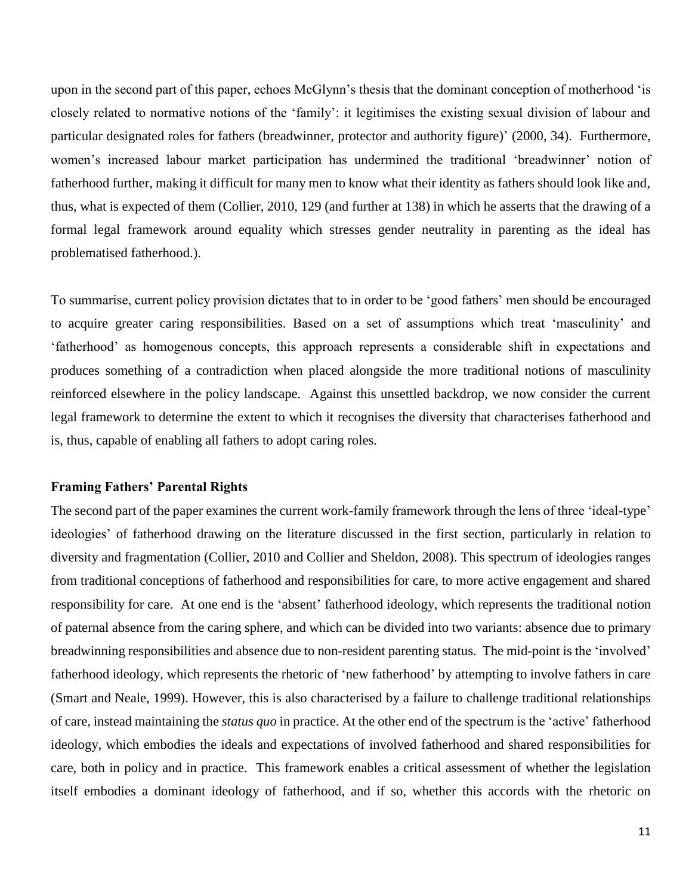upon in the second part of this paper, echoes McGlynn's thesis that the dominant conception of motherhood 'is closely related to normative notions of the 'family': it legitimises the existing sexual division of labour and particular designated roles for fathers (breadwinner, protector and authority figure)' (2000, 34). Furthermore, women's increased labour market participation has undermined the traditional 'breadwinner' notion of fatherhood further, making it difficult for many men to know what their identity as fathers should look like and, thus, what is expected of them (Collier, 2010, 129 (and further at 138) in which he asserts that the drawing of a formal legal framework around equality which stresses gender neutrality in parenting as the ideal has problematised fatherhood.).

To summarise, current policy provision dictates that to in order to be 'good fathers' men should be encouraged to acquire greater caring responsibilities. Based on a set of assumptions which treat 'masculinity' and 'fatherhood' as homogenous concepts, this approach represents a considerable shift in expectations and produces something of a contradiction when placed alongside the more traditional notions of masculinity reinforced elsewhere in the policy landscape. Against this unsettled backdrop, we now consider the current legal framework to determine the extent to which it recognises the diversity that characterises fatherhood and is, thus, capable of enabling all fathers to adopt caring roles.

**Framing Fathers' Parental Rights**

The second part of the paper examines the current work-family framework through the lens of three 'ideal-type' ideologies' of fatherhood drawing on the literature discussed in the first section, particularly in relation to diversity and fragmentation (Collier, 2010 and Collier and Sheldon, 2008). This spectrum of ideologies ranges from traditional conceptions of fatherhood and responsibilities for care, to more active engagement and shared responsibility for care. At one end is the 'absent' fatherhood ideology, which represents the traditional notion of paternal absence from the caring sphere, and which can be divided into two variants: absence due to primary breadwinning responsibilities and absence due to non-resident parenting status. The mid-point is the 'involved' fatherhood ideology, which represents the rhetoric of 'new fatherhood' by attempting to involve fathers in care (Smart and Neale, 1999). However, this is also characterised by a failure to challenge traditional relationships of care, instead maintaining the *status quo* in practice. At the other end of the spectrum is the 'active' fatherhood ideology, which embodies the ideals and expectations of involved fatherhood and shared responsibilities for care, both in policy and in practice. This framework enables a critical assessment of whether the legislation itself embodies a dominant ideology of fatherhood, and if so, whether this accords with the rhetoric on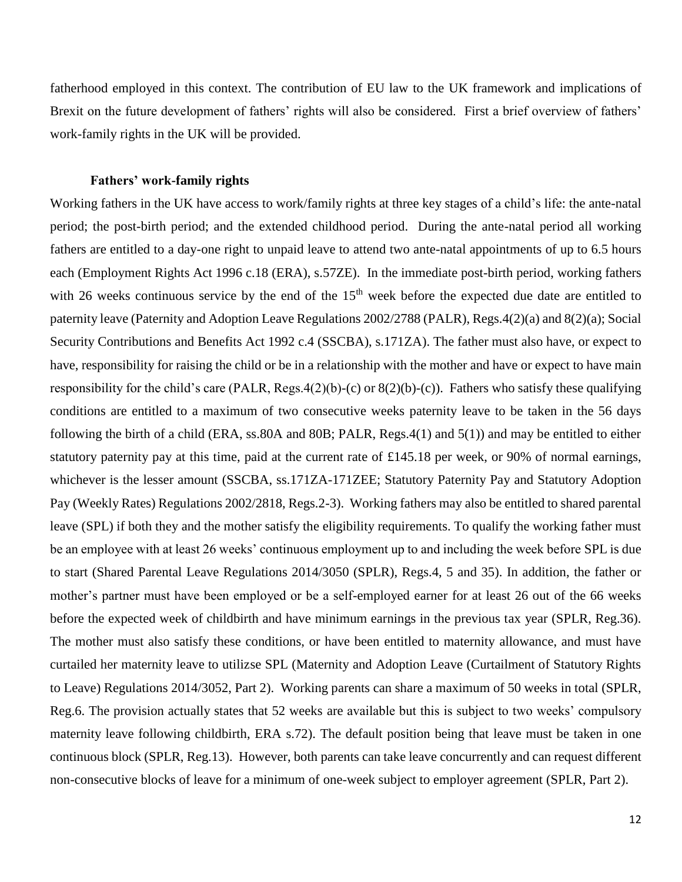fatherhood employed in this context. The contribution of EU law to the UK framework and implications of Brexit on the future development of fathers' rights will also be considered. First a brief overview of fathers' work-family rights in the UK will be provided.

### Fathers' work-family rights

Working fathers in the UK have access to work/family rights at three key stages of a child's life: the ante-natal period; the post-birth period; and the extended childhood period. During the ante-natal period all working fathers are entitled to a day-one right to unpaid leave to attend two ante-natal appointments of up to 6.5 hours each (Employment Rights Act 1996 c.18 (ERA), s.57ZE). In the immediate post-birth period, working fathers with 26 weeks continuous service by the end of the 15th week before the expected due date are entitled to paternity leave (Paternity and Adoption Leave Regulations 2002/2788 (PALR), Regs.4(2)(a) and 8(2)(a); Social Security Contributions and Benefits Act 1992 c.4 (SSCBA), s.171ZA). The father must also have, or expect to have, responsibility for raising the child or be in a relationship with the mother and have or expect to have main responsibility for the child's care (PALR, Regs.4(2)(b)-(c) or 8(2)(b)-(c)). Fathers who satisfy these qualifying conditions are entitled to a maximum of two consecutive weeks paternity leave to be taken in the 56 days following the birth of a child (ERA, ss.80A and 80B; PALR, Regs.4(1) and 5(1)) and may be entitled to either statutory paternity pay at this time, paid at the current rate of £145.18 per week, or 90% of normal earnings, whichever is the lesser amount (SSCBA, ss.171ZA-171ZEE; Statutory Paternity Pay and Statutory Adoption Pay (Weekly Rates) Regulations 2002/2818, Regs.2-3). Working fathers may also be entitled to shared parental leave (SPL) if both they and the mother satisfy the eligibility requirements. To qualify the working father must be an employee with at least 26 weeks' continuous employment up to and including the week before SPL is due to start (Shared Parental Leave Regulations 2014/3050 (SPLR), Regs.4, 5 and 35). In addition, the father or mother's partner must have been employed or be a self-employed earner for at least 26 out of the 66 weeks before the expected week of childbirth and have minimum earnings in the previous tax year (SPLR, Reg.36). The mother must also satisfy these conditions, or have been entitled to maternity allowance, and must have curtailed her maternity leave to utilizse SPL (Maternity and Adoption Leave (Curtailment of Statutory Rights to Leave) Regulations 2014/3052, Part 2). Working parents can share a maximum of 50 weeks in total (SPLR, Reg.6. The provision actually states that 52 weeks are available but this is subject to two weeks' compulsory maternity leave following childbirth, ERA s.72). The default position being that leave must be taken in one continuous block (SPLR, Reg.13). However, both parents can take leave concurrently and can request different non-consecutive blocks of leave for a minimum of one-week subject to employer agreement (SPLR, Part 2).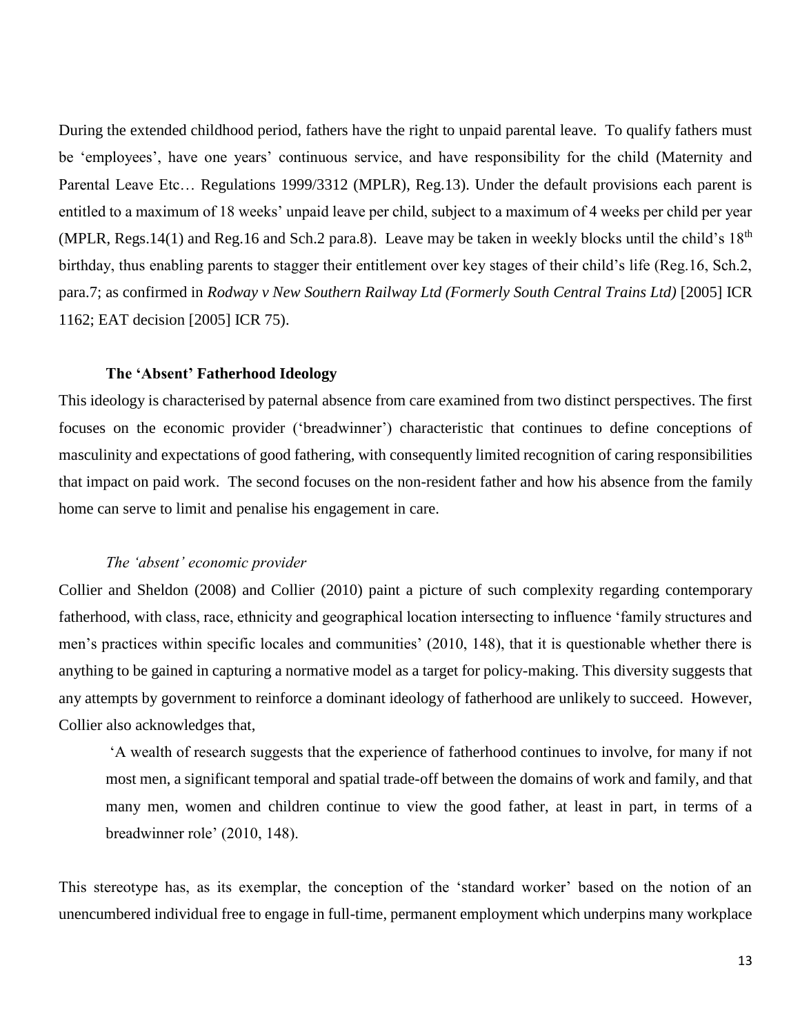During the extended childhood period, fathers have the right to unpaid parental leave. To qualify fathers must be 'employees', have one years' continuous service, and have responsibility for the child (Maternity and Parental Leave Etc… Regulations 1999/3312 (MPLR), Reg.13). Under the default provisions each parent is entitled to a maximum of 18 weeks' unpaid leave per child, subject to a maximum of 4 weeks per child per year (MPLR, Regs.14(1) and Reg.16 and Sch.2 para.8). Leave may be taken in weekly blocks until the child's 18th birthday, thus enabling parents to stagger their entitlement over key stages of their child's life (Reg.16, Sch.2, para.7; as confirmed in *Rodway v New Southern Railway Ltd (Formerly South Central Trains Ltd)* [2005] ICR 1162; EAT decision [2005] ICR 75).

### The 'Absent' Fatherhood Ideology

This ideology is characterised by paternal absence from care examined from two distinct perspectives. The first focuses on the economic provider ('breadwinner') characteristic that continues to define conceptions of masculinity and expectations of good fathering, with consequently limited recognition of caring responsibilities that impact on paid work. The second focuses on the non-resident father and how his absence from the family home can serve to limit and penalise his engagement in care.

#### *The 'absent' economic provider*

Collier and Sheldon (2008) and Collier (2010) paint a picture of such complexity regarding contemporary fatherhood, with class, race, ethnicity and geographical location intersecting to influence 'family structures and men's practices within specific locales and communities' (2010, 148), that it is questionable whether there is anything to be gained in capturing a normative model as a target for policy-making. This diversity suggests that any attempts by government to reinforce a dominant ideology of fatherhood are unlikely to succeed. However, Collier also acknowledges that,

> 'A wealth of research suggests that the experience of fatherhood continues to involve, for many if not most men, a significant temporal and spatial trade-off between the domains of work and family, and that many men, women and children continue to view the good father, at least in part, in terms of a breadwinner role' (2010, 148).

This stereotype has, as its exemplar, the conception of the 'standard worker' based on the notion of an unencumbered individual free to engage in full-time, permanent employment which underpins many workplace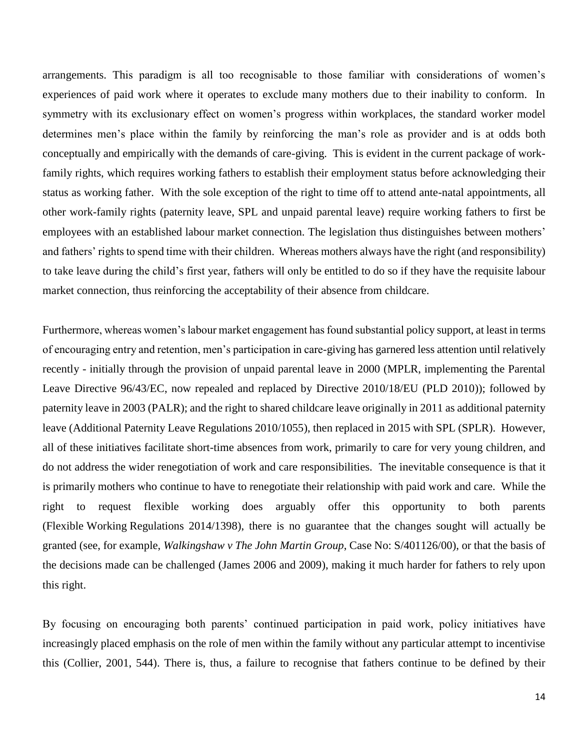arrangements. This paradigm is all too recognisable to those familiar with considerations of women's experiences of paid work where it operates to exclude many mothers due to their inability to conform. In symmetry with its exclusionary effect on women's progress within workplaces, the standard worker model determines men's place within the family by reinforcing the man's role as provider and is at odds both conceptually and empirically with the demands of care-giving. This is evident in the current package of work-family rights, which requires working fathers to establish their employment status before acknowledging their status as working father. With the sole exception of the right to time off to attend ante-natal appointments, all other work-family rights (paternity leave, SPL and unpaid parental leave) require working fathers to first be employees with an established labour market connection. The legislation thus distinguishes between mothers' and fathers' rights to spend time with their children. Whereas mothers always have the right (and responsibility) to take leave during the child's first year, fathers will only be entitled to do so if they have the requisite labour market connection, thus reinforcing the acceptability of their absence from childcare.

Furthermore, whereas women's labour market engagement has found substantial policy support, at least in terms of encouraging entry and retention, men's participation in care-giving has garnered less attention until relatively recently - initially through the provision of unpaid parental leave in 2000 (MPLR, implementing the Parental Leave Directive 96/43/EC, now repealed and replaced by Directive 2010/18/EU (PLD 2010)); followed by paternity leave in 2003 (PALR); and the right to shared childcare leave originally in 2011 as additional paternity leave (Additional Paternity Leave Regulations 2010/1055), then replaced in 2015 with SPL (SPLR). However, all of these initiatives facilitate short-time absences from work, primarily to care for very young children, and do not address the wider renegotiation of work and care responsibilities. The inevitable consequence is that it is primarily mothers who continue to have to renegotiate their relationship with paid work and care. While the right to request flexible working does arguably offer this opportunity to both parents (Flexible Working Regulations 2014/1398), there is no guarantee that the changes sought will actually be granted (see, for example, *Walkingshaw v The John Martin Group*, Case No: S/401126/00), or that the basis of the decisions made can be challenged (James 2006 and 2009), making it much harder for fathers to rely upon this right.

By focusing on encouraging both parents' continued participation in paid work, policy initiatives have increasingly placed emphasis on the role of men within the family without any particular attempt to incentivise this (Collier, 2001, 544). There is, thus, a failure to recognise that fathers continue to be defined by their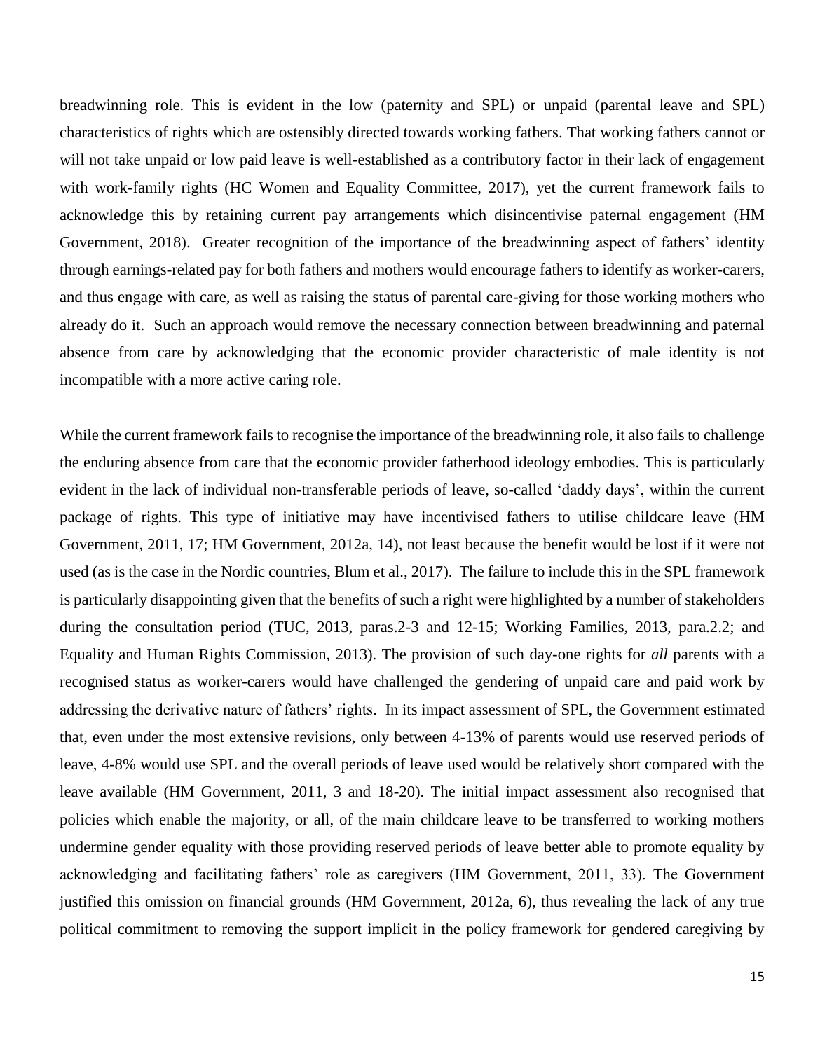breadwinning role. This is evident in the low (paternity and SPL) or unpaid (parental leave and SPL) characteristics of rights which are ostensibly directed towards working fathers. That working fathers cannot or will not take unpaid or low paid leave is well-established as a contributory factor in their lack of engagement with work-family rights (HC Women and Equality Committee, 2017), yet the current framework fails to acknowledge this by retaining current pay arrangements which disincentivise paternal engagement (HM Government, 2018). Greater recognition of the importance of the breadwinning aspect of fathers' identity through earnings-related pay for both fathers and mothers would encourage fathers to identify as worker-carers, and thus engage with care, as well as raising the status of parental care-giving for those working mothers who already do it. Such an approach would remove the necessary connection between breadwinning and paternal absence from care by acknowledging that the economic provider characteristic of male identity is not incompatible with a more active caring role.

While the current framework fails to recognise the importance of the breadwinning role, it also fails to challenge the enduring absence from care that the economic provider fatherhood ideology embodies. This is particularly evident in the lack of individual non-transferable periods of leave, so-called 'daddy days', within the current package of rights. This type of initiative may have incentivised fathers to utilise childcare leave (HM Government, 2011, 17; HM Government, 2012a, 14), not least because the benefit would be lost if it were not used (as is the case in the Nordic countries, Blum et al., 2017). The failure to include this in the SPL framework is particularly disappointing given that the benefits of such a right were highlighted by a number of stakeholders during the consultation period (TUC, 2013, paras.2-3 and 12-15; Working Families, 2013, para.2.2; and Equality and Human Rights Commission, 2013). The provision of such day-one rights for *all* parents with a recognised status as worker-carers would have challenged the gendering of unpaid care and paid work by addressing the derivative nature of fathers' rights. In its impact assessment of SPL, the Government estimated that, even under the most extensive revisions, only between 4-13% of parents would use reserved periods of leave, 4-8% would use SPL and the overall periods of leave used would be relatively short compared with the leave available (HM Government, 2011, 3 and 18-20). The initial impact assessment also recognised that policies which enable the majority, or all, of the main childcare leave to be transferred to working mothers undermine gender equality with those providing reserved periods of leave better able to promote equality by acknowledging and facilitating fathers' role as caregivers (HM Government, 2011, 33). The Government justified this omission on financial grounds (HM Government, 2012a, 6), thus revealing the lack of any true political commitment to removing the support implicit in the policy framework for gendered caregiving by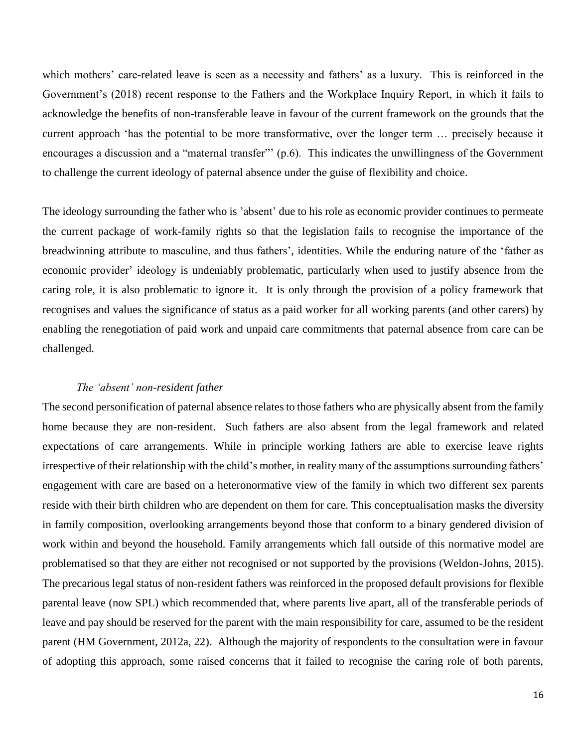which mothers' care-related leave is seen as a necessity and fathers' as a luxury. This is reinforced in the Government's (2018) recent response to the Fathers and the Workplace Inquiry Report, in which it fails to acknowledge the benefits of non-transferable leave in favour of the current framework on the grounds that the current approach 'has the potential to be more transformative, over the longer term … precisely because it encourages a discussion and a "maternal transfer"' (p.6). This indicates the unwillingness of the Government to challenge the current ideology of paternal absence under the guise of flexibility and choice.

The ideology surrounding the father who is 'absent' due to his role as economic provider continues to permeate the current package of work-family rights so that the legislation fails to recognise the importance of the breadwinning attribute to masculine, and thus fathers', identities. While the enduring nature of the 'father as economic provider' ideology is undeniably problematic, particularly when used to justify absence from the caring role, it is also problematic to ignore it. It is only through the provision of a policy framework that recognises and values the significance of status as a paid worker for all working parents (and other carers) by enabling the renegotiation of paid work and unpaid care commitments that paternal absence from care can be challenged.

### *The 'absent' non-resident father*

The second personification of paternal absence relates to those fathers who are physically absent from the family home because they are non-resident. Such fathers are also absent from the legal framework and related expectations of care arrangements. While in principle working fathers are able to exercise leave rights irrespective of their relationship with the child's mother, in reality many of the assumptions surrounding fathers' engagement with care are based on a heteronormative view of the family in which two different sex parents reside with their birth children who are dependent on them for care. This conceptualisation masks the diversity in family composition, overlooking arrangements beyond those that conform to a binary gendered division of work within and beyond the household. Family arrangements which fall outside of this normative model are problematised so that they are either not recognised or not supported by the provisions (Weldon-Johns, 2015). The precarious legal status of non-resident fathers was reinforced in the proposed default provisions for flexible parental leave (now SPL) which recommended that, where parents live apart, all of the transferable periods of leave and pay should be reserved for the parent with the main responsibility for care, assumed to be the resident parent (HM Government, 2012a, 22). Although the majority of respondents to the consultation were in favour of adopting this approach, some raised concerns that it failed to recognise the caring role of both parents,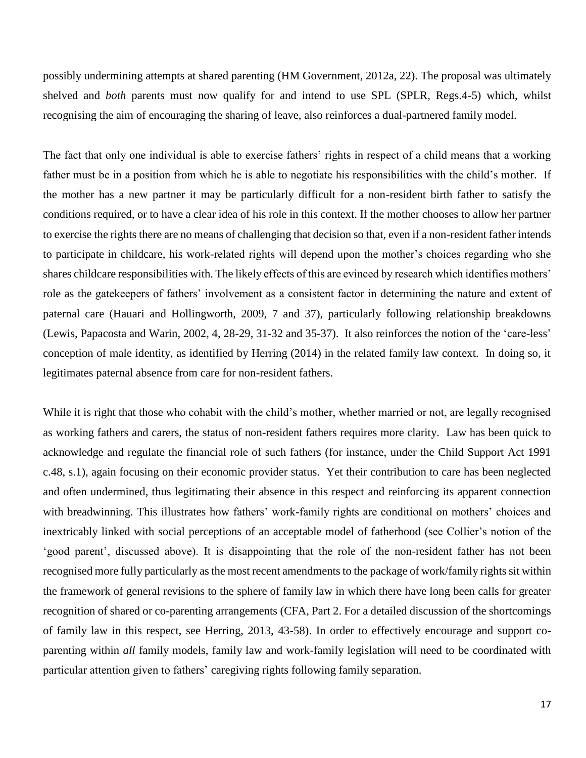possibly undermining attempts at shared parenting (HM Government, 2012a, 22). The proposal was ultimately shelved and *both* parents must now qualify for and intend to use SPL (SPLR, Regs.4-5) which, whilst recognising the aim of encouraging the sharing of leave, also reinforces a dual-partnered family model.

The fact that only one individual is able to exercise fathers' rights in respect of a child means that a working father must be in a position from which he is able to negotiate his responsibilities with the child's mother. If the mother has a new partner it may be particularly difficult for a non-resident birth father to satisfy the conditions required, or to have a clear idea of his role in this context. If the mother chooses to allow her partner to exercise the rights there are no means of challenging that decision so that, even if a non-resident father intends to participate in childcare, his work-related rights will depend upon the mother's choices regarding who she shares childcare responsibilities with. The likely effects of this are evinced by research which identifies mothers' role as the gatekeepers of fathers' involvement as a consistent factor in determining the nature and extent of paternal care (Hauari and Hollingworth, 2009, 7 and 37), particularly following relationship breakdowns (Lewis, Papacosta and Warin, 2002, 4, 28-29, 31-32 and 35-37). It also reinforces the notion of the 'care-less' conception of male identity, as identified by Herring (2014) in the related family law context. In doing so, it legitimates paternal absence from care for non-resident fathers.

While it is right that those who cohabit with the child's mother, whether married or not, are legally recognised as working fathers and carers, the status of non-resident fathers requires more clarity. Law has been quick to acknowledge and regulate the financial role of such fathers (for instance, under the Child Support Act 1991 c.48, s.1), again focusing on their economic provider status. Yet their contribution to care has been neglected and often undermined, thus legitimating their absence in this respect and reinforcing its apparent connection with breadwinning. This illustrates how fathers' work-family rights are conditional on mothers' choices and inextricably linked with social perceptions of an acceptable model of fatherhood (see Collier's notion of the 'good parent', discussed above). It is disappointing that the role of the non-resident father has not been recognised more fully particularly as the most recent amendments to the package of work/family rights sit within the framework of general revisions to the sphere of family law in which there have long been calls for greater recognition of shared or co-parenting arrangements (CFA, Part 2. For a detailed discussion of the shortcomings of family law in this respect, see Herring, 2013, 43-58). In order to effectively encourage and support co-parenting within *all* family models, family law and work-family legislation will need to be coordinated with particular attention given to fathers' caregiving rights following family separation.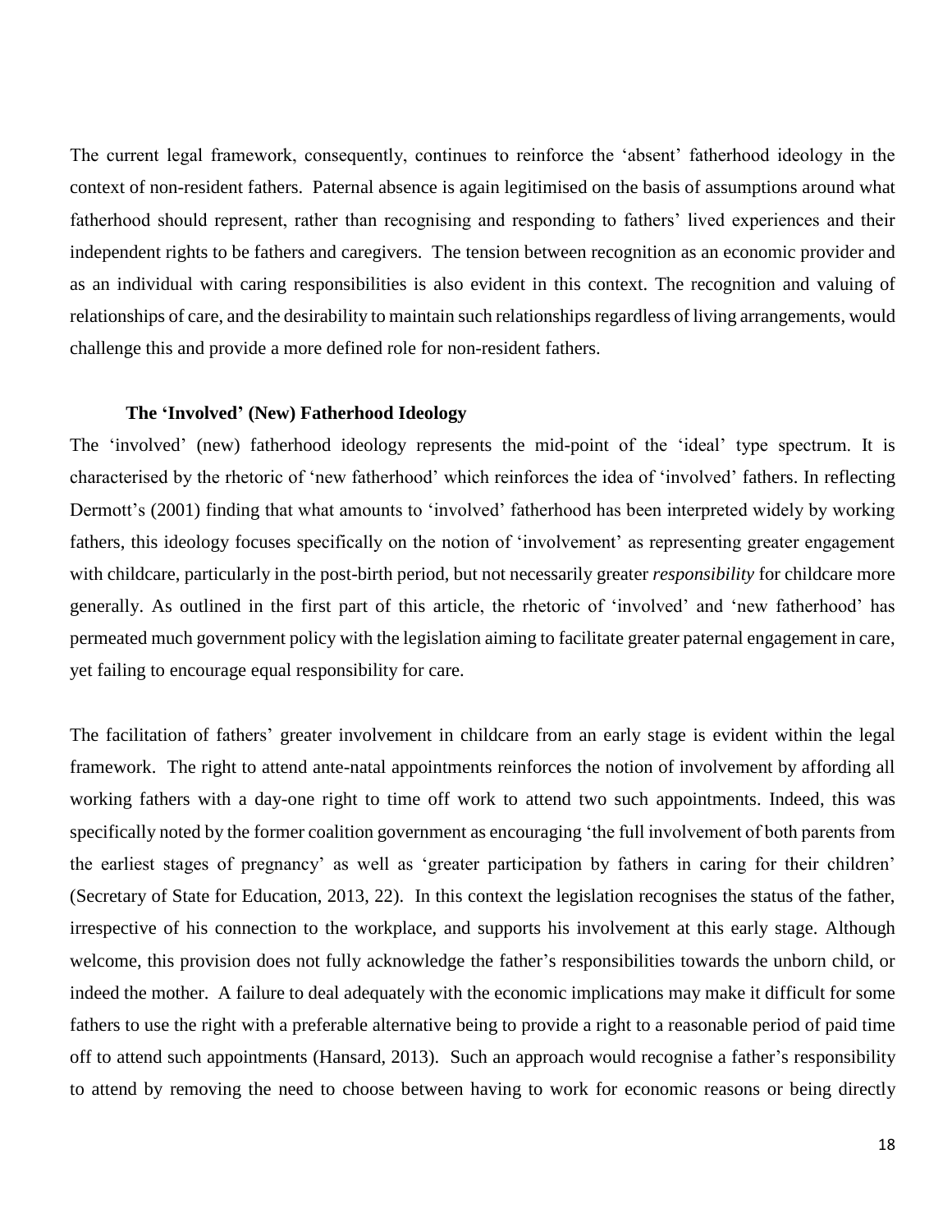The current legal framework, consequently, continues to reinforce the 'absent' fatherhood ideology in the context of non-resident fathers. Paternal absence is again legitimised on the basis of assumptions around what fatherhood should represent, rather than recognising and responding to fathers' lived experiences and their independent rights to be fathers and caregivers. The tension between recognition as an economic provider and as an individual with caring responsibilities is also evident in this context. The recognition and valuing of relationships of care, and the desirability to maintain such relationships regardless of living arrangements, would challenge this and provide a more defined role for non-resident fathers.

### The 'Involved' (New) Fatherhood Ideology

The 'involved' (new) fatherhood ideology represents the mid-point of the 'ideal' type spectrum. It is characterised by the rhetoric of 'new fatherhood' which reinforces the idea of 'involved' fathers. In reflecting Dermott's (2001) finding that what amounts to 'involved' fatherhood has been interpreted widely by working fathers, this ideology focuses specifically on the notion of 'involvement' as representing greater engagement with childcare, particularly in the post-birth period, but not necessarily greater *responsibility* for childcare more generally. As outlined in the first part of this article, the rhetoric of 'involved' and 'new fatherhood' has permeated much government policy with the legislation aiming to facilitate greater paternal engagement in care, yet failing to encourage equal responsibility for care.

The facilitation of fathers' greater involvement in childcare from an early stage is evident within the legal framework. The right to attend ante-natal appointments reinforces the notion of involvement by affording all working fathers with a day-one right to time off work to attend two such appointments. Indeed, this was specifically noted by the former coalition government as encouraging 'the full involvement of both parents from the earliest stages of pregnancy' as well as 'greater participation by fathers in caring for their children' (Secretary of State for Education, 2013, 22). In this context the legislation recognises the status of the father, irrespective of his connection to the workplace, and supports his involvement at this early stage. Although welcome, this provision does not fully acknowledge the father's responsibilities towards the unborn child, or indeed the mother. A failure to deal adequately with the economic implications may make it difficult for some fathers to use the right with a preferable alternative being to provide a right to a reasonable period of paid time off to attend such appointments (Hansard, 2013). Such an approach would recognise a father's responsibility to attend by removing the need to choose between having to work for economic reasons or being directly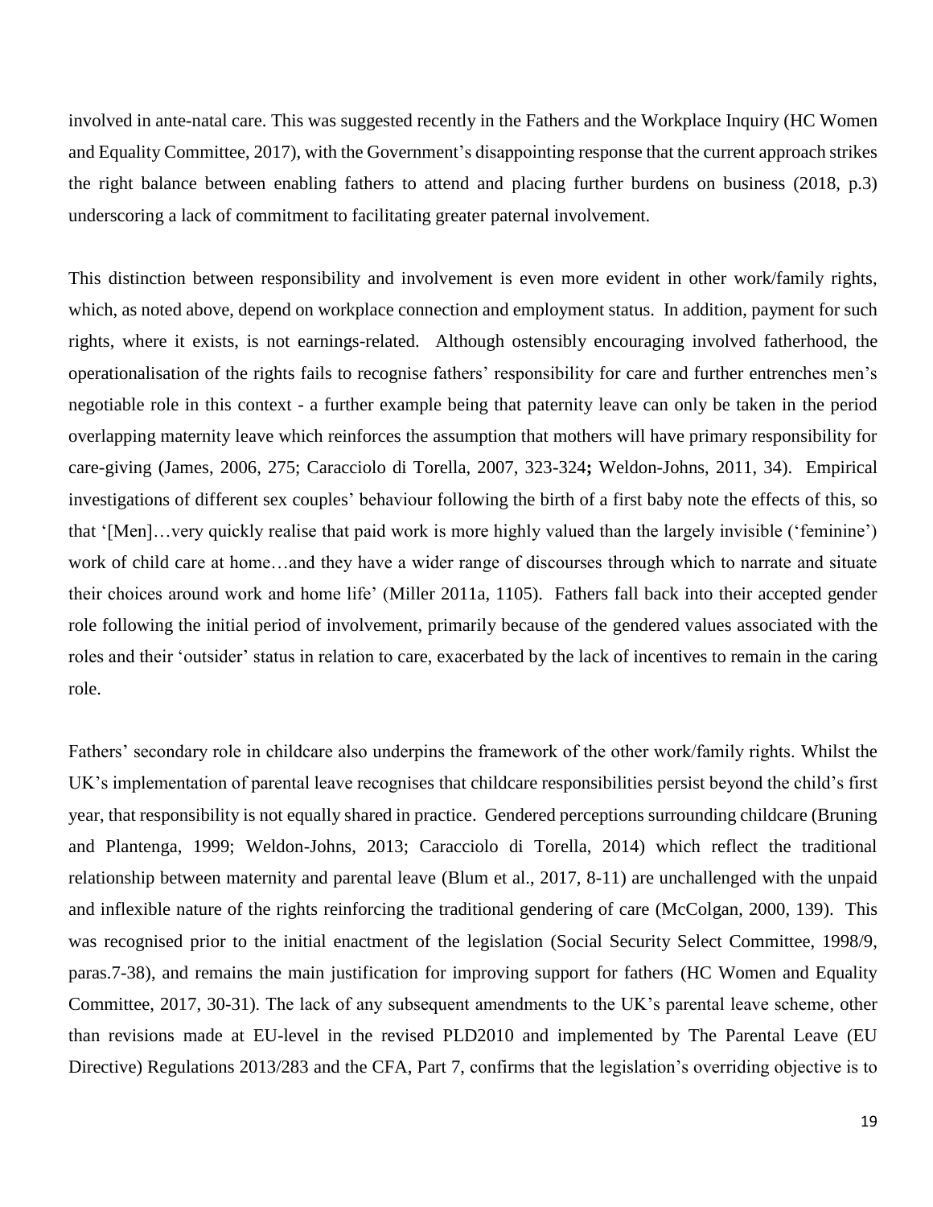involved in ante-natal care. This was suggested recently in the Fathers and the Workplace Inquiry (HC Women and Equality Committee, 2017), with the Government's disappointing response that the current approach strikes the right balance between enabling fathers to attend and placing further burdens on business (2018, p.3) underscoring a lack of commitment to facilitating greater paternal involvement.

This distinction between responsibility and involvement is even more evident in other work/family rights, which, as noted above, depend on workplace connection and employment status. In addition, payment for such rights, where it exists, is not earnings-related. Although ostensibly encouraging involved fatherhood, the operationalisation of the rights fails to recognise fathers' responsibility for care and further entrenches men's negotiable role in this context - a further example being that paternity leave can only be taken in the period overlapping maternity leave which reinforces the assumption that mothers will have primary responsibility for care-giving (James, 2006, 275; Caracciolo di Torella, 2007, 323-324**;** Weldon-Johns, 2011, 34). Empirical investigations of different sex couples' behaviour following the birth of a first baby note the effects of this, so that '[Men]…very quickly realise that paid work is more highly valued than the largely invisible ('feminine') work of child care at home…and they have a wider range of discourses through which to narrate and situate their choices around work and home life' (Miller 2011a, 1105). Fathers fall back into their accepted gender role following the initial period of involvement, primarily because of the gendered values associated with the roles and their 'outsider' status in relation to care, exacerbated by the lack of incentives to remain in the caring role.

Fathers' secondary role in childcare also underpins the framework of the other work/family rights. Whilst the UK's implementation of parental leave recognises that childcare responsibilities persist beyond the child's first year, that responsibility is not equally shared in practice. Gendered perceptions surrounding childcare (Bruning and Plantenga, 1999; Weldon-Johns, 2013; Caracciolo di Torella, 2014) which reflect the traditional relationship between maternity and parental leave (Blum et al., 2017, 8-11) are unchallenged with the unpaid and inflexible nature of the rights reinforcing the traditional gendering of care (McColgan, 2000, 139). This was recognised prior to the initial enactment of the legislation (Social Security Select Committee, 1998/9, paras.7-38), and remains the main justification for improving support for fathers (HC Women and Equality Committee, 2017, 30-31). The lack of any subsequent amendments to the UK's parental leave scheme, other than revisions made at EU-level in the revised PLD2010 and implemented by The Parental Leave (EU Directive) Regulations 2013/283 and the CFA, Part 7, confirms that the legislation's overriding objective is to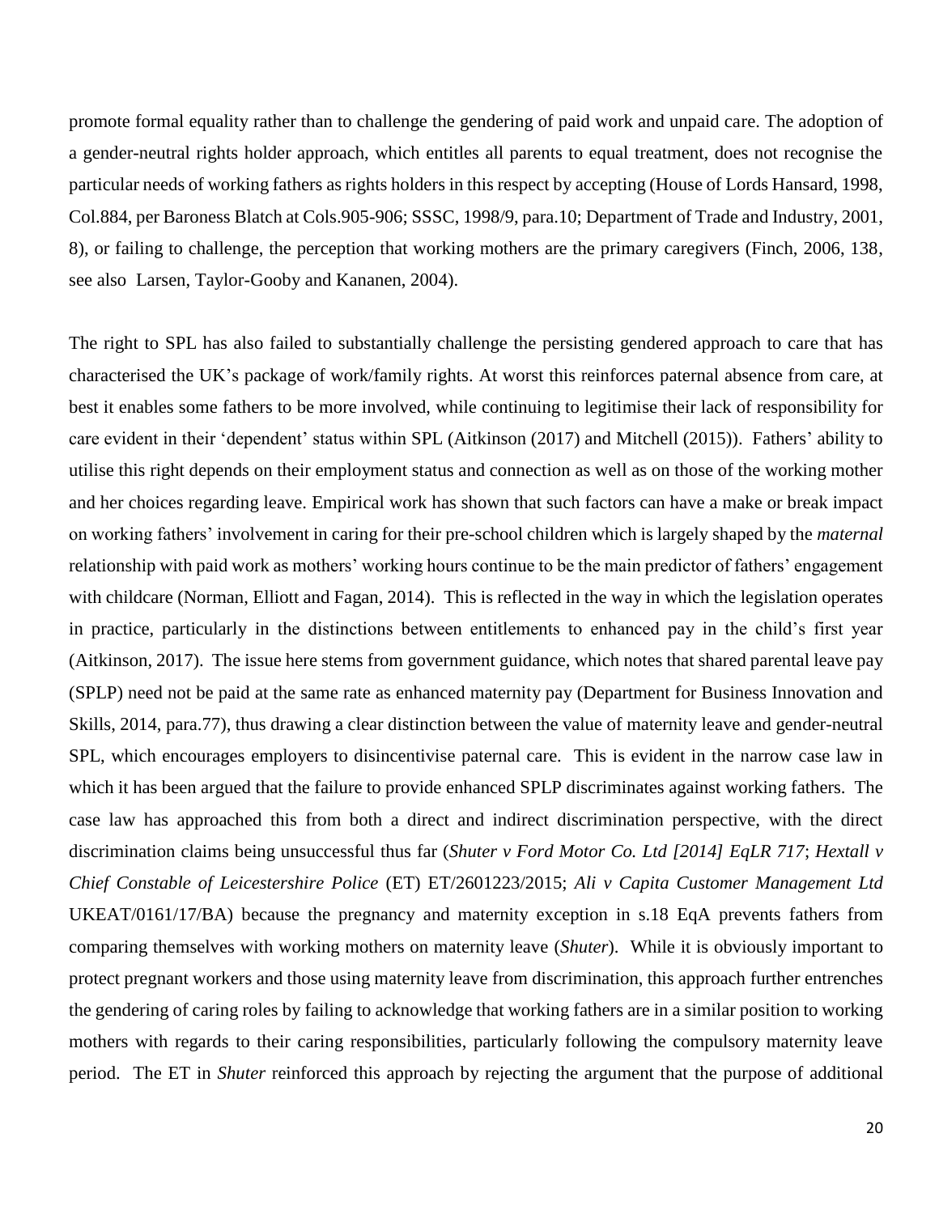promote formal equality rather than to challenge the gendering of paid work and unpaid care. The adoption of a gender-neutral rights holder approach, which entitles all parents to equal treatment, does not recognise the particular needs of working fathers as rights holders in this respect by accepting (House of Lords Hansard, 1998, Col.884, per Baroness Blatch at Cols.905-906; SSSC, 1998/9, para.10; Department of Trade and Industry, 2001, 8), or failing to challenge, the perception that working mothers are the primary caregivers (Finch, 2006, 138, see also Larsen, Taylor-Gooby and Kananen, 2004).

The right to SPL has also failed to substantially challenge the persisting gendered approach to care that has characterised the UK's package of work/family rights. At worst this reinforces paternal absence from care, at best it enables some fathers to be more involved, while continuing to legitimise their lack of responsibility for care evident in their 'dependent' status within SPL (Aitkinson (2017) and Mitchell (2015)). Fathers' ability to utilise this right depends on their employment status and connection as well as on those of the working mother and her choices regarding leave. Empirical work has shown that such factors can have a make or break impact on working fathers' involvement in caring for their pre-school children which is largely shaped by the *maternal* relationship with paid work as mothers' working hours continue to be the main predictor of fathers' engagement with childcare (Norman, Elliott and Fagan, 2014). This is reflected in the way in which the legislation operates in practice, particularly in the distinctions between entitlements to enhanced pay in the child's first year (Aitkinson, 2017). The issue here stems from government guidance, which notes that shared parental leave pay (SPLP) need not be paid at the same rate as enhanced maternity pay (Department for Business Innovation and Skills, 2014, para.77), thus drawing a clear distinction between the value of maternity leave and gender-neutral SPL, which encourages employers to disincentivise paternal care. This is evident in the narrow case law in which it has been argued that the failure to provide enhanced SPLP discriminates against working fathers. The case law has approached this from both a direct and indirect discrimination perspective, with the direct discrimination claims being unsuccessful thus far (*Shuter v Ford Motor Co. Ltd [2014] EqLR 717*; *Hextall v Chief Constable of Leicestershire Police* (ET) ET/2601223/2015; *Ali v Capita Customer Management Ltd* UKEAT/0161/17/BA) because the pregnancy and maternity exception in s.18 EqA prevents fathers from comparing themselves with working mothers on maternity leave (*Shuter*). While it is obviously important to protect pregnant workers and those using maternity leave from discrimination, this approach further entrenches the gendering of caring roles by failing to acknowledge that working fathers are in a similar position to working mothers with regards to their caring responsibilities, particularly following the compulsory maternity leave period. The ET in *Shuter* reinforced this approach by rejecting the argument that the purpose of additional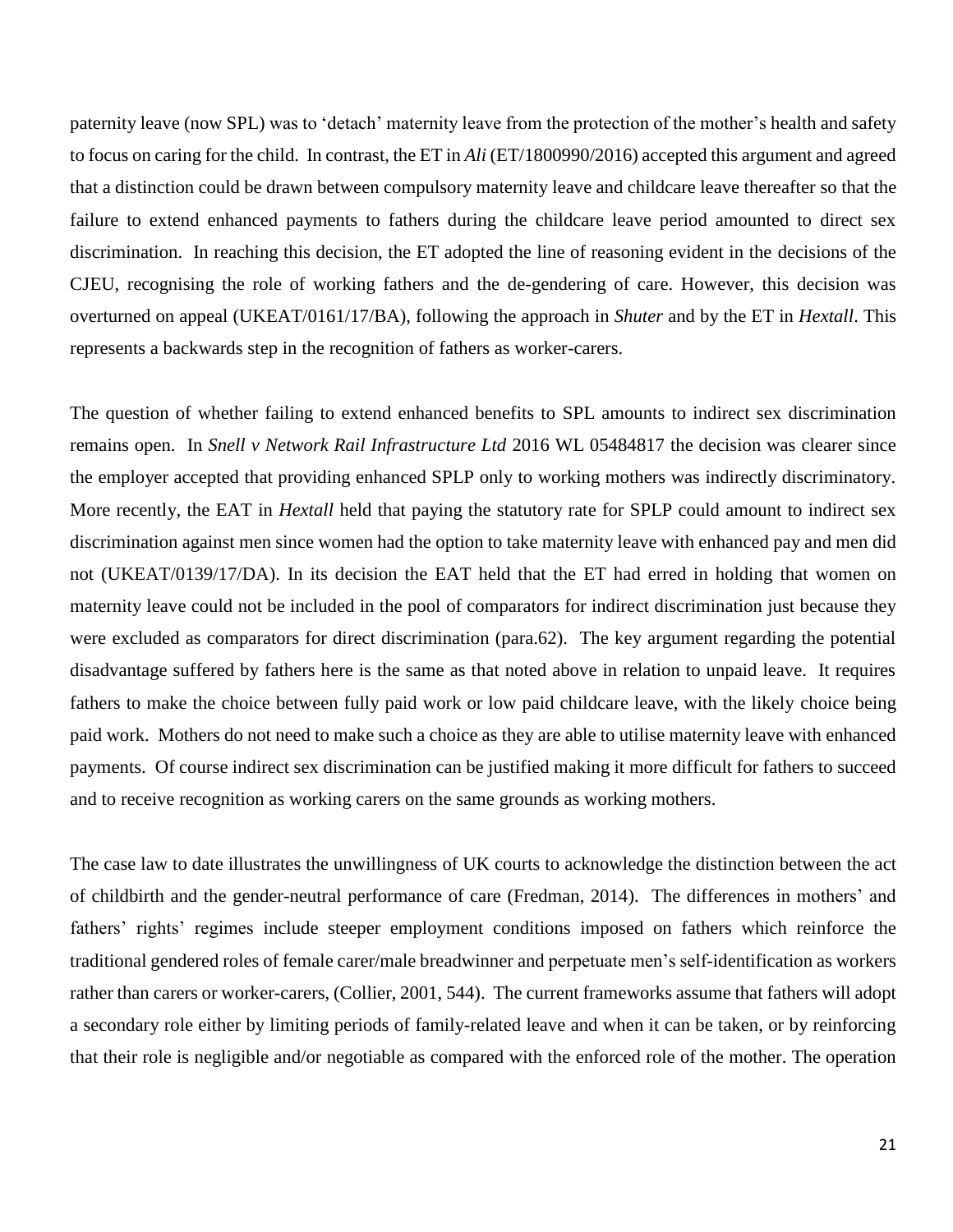paternity leave (now SPL) was to 'detach' maternity leave from the protection of the mother's health and safety to focus on caring for the child. In contrast, the ET in *Ali* (ET/1800990/2016) accepted this argument and agreed that a distinction could be drawn between compulsory maternity leave and childcare leave thereafter so that the failure to extend enhanced payments to fathers during the childcare leave period amounted to direct sex discrimination. In reaching this decision, the ET adopted the line of reasoning evident in the decisions of the CJEU, recognising the role of working fathers and the de-gendering of care. However, this decision was overturned on appeal (UKEAT/0161/17/BA), following the approach in *Shuter* and by the ET in *Hextall*. This represents a backwards step in the recognition of fathers as worker-carers.

The question of whether failing to extend enhanced benefits to SPL amounts to indirect sex discrimination remains open. In *Snell v Network Rail Infrastructure Ltd* 2016 WL 05484817 the decision was clearer since the employer accepted that providing enhanced SPLP only to working mothers was indirectly discriminatory. More recently, the EAT in *Hextall* held that paying the statutory rate for SPLP could amount to indirect sex discrimination against men since women had the option to take maternity leave with enhanced pay and men did not (UKEAT/0139/17/DA). In its decision the EAT held that the ET had erred in holding that women on maternity leave could not be included in the pool of comparators for indirect discrimination just because they were excluded as comparators for direct discrimination (para.62). The key argument regarding the potential disadvantage suffered by fathers here is the same as that noted above in relation to unpaid leave. It requires fathers to make the choice between fully paid work or low paid childcare leave, with the likely choice being paid work. Mothers do not need to make such a choice as they are able to utilise maternity leave with enhanced payments. Of course indirect sex discrimination can be justified making it more difficult for fathers to succeed and to receive recognition as working carers on the same grounds as working mothers.

The case law to date illustrates the unwillingness of UK courts to acknowledge the distinction between the act of childbirth and the gender-neutral performance of care (Fredman, 2014). The differences in mothers' and fathers' rights' regimes include steeper employment conditions imposed on fathers which reinforce the traditional gendered roles of female carer/male breadwinner and perpetuate men's self-identification as workers rather than carers or worker-carers, (Collier, 2001, 544). The current frameworks assume that fathers will adopt a secondary role either by limiting periods of family-related leave and when it can be taken, or by reinforcing that their role is negligible and/or negotiable as compared with the enforced role of the mother. The operation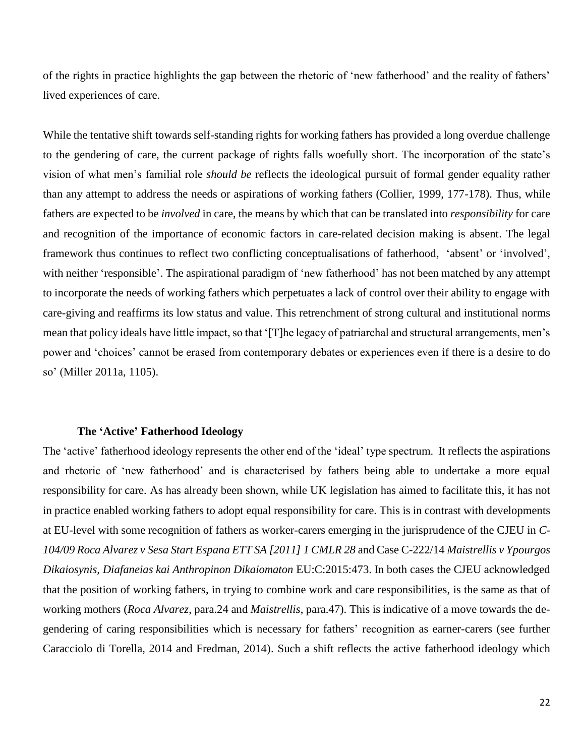of the rights in practice highlights the gap between the rhetoric of 'new fatherhood' and the reality of fathers' lived experiences of care.

While the tentative shift towards self-standing rights for working fathers has provided a long overdue challenge to the gendering of care, the current package of rights falls woefully short. The incorporation of the state's vision of what men's familial role *should be* reflects the ideological pursuit of formal gender equality rather than any attempt to address the needs or aspirations of working fathers (Collier, 1999, 177-178). Thus, while fathers are expected to be *involved* in care, the means by which that can be translated into *responsibility* for care and recognition of the importance of economic factors in care-related decision making is absent. The legal framework thus continues to reflect two conflicting conceptualisations of fatherhood, 'absent' or 'involved', with neither 'responsible'. The aspirational paradigm of 'new fatherhood' has not been matched by any attempt to incorporate the needs of working fathers which perpetuates a lack of control over their ability to engage with care-giving and reaffirms its low status and value. This retrenchment of strong cultural and institutional norms mean that policy ideals have little impact, so that '[T]he legacy of patriarchal and structural arrangements, men's power and 'choices' cannot be erased from contemporary debates or experiences even if there is a desire to do so' (Miller 2011a, 1105).

### The 'Active' Fatherhood Ideology

The 'active' fatherhood ideology represents the other end of the 'ideal' type spectrum. It reflects the aspirations and rhetoric of 'new fatherhood' and is characterised by fathers being able to undertake a more equal responsibility for care. As has already been shown, while UK legislation has aimed to facilitate this, it has not in practice enabled working fathers to adopt equal responsibility for care. This is in contrast with developments at EU-level with some recognition of fathers as worker-carers emerging in the jurisprudence of the CJEU in *C-104/09 Roca Alvarez v Sesa Start Espana ETT SA [2011] 1 CMLR 28* and Case C-222/14 *Maistrellis v Ypourgos Dikaiosynis, Diafaneias kai Anthropinon Dikaiomaton* EU:C:2015:473. In both cases the CJEU acknowledged that the position of working fathers, in trying to combine work and care responsibilities, is the same as that of working mothers (*Roca Alvarez*, para.24 and *Maistrellis*, para.47). This is indicative of a move towards the de-gendering of caring responsibilities which is necessary for fathers' recognition as earner-carers (see further Caracciolo di Torella, 2014 and Fredman, 2014). Such a shift reflects the active fatherhood ideology which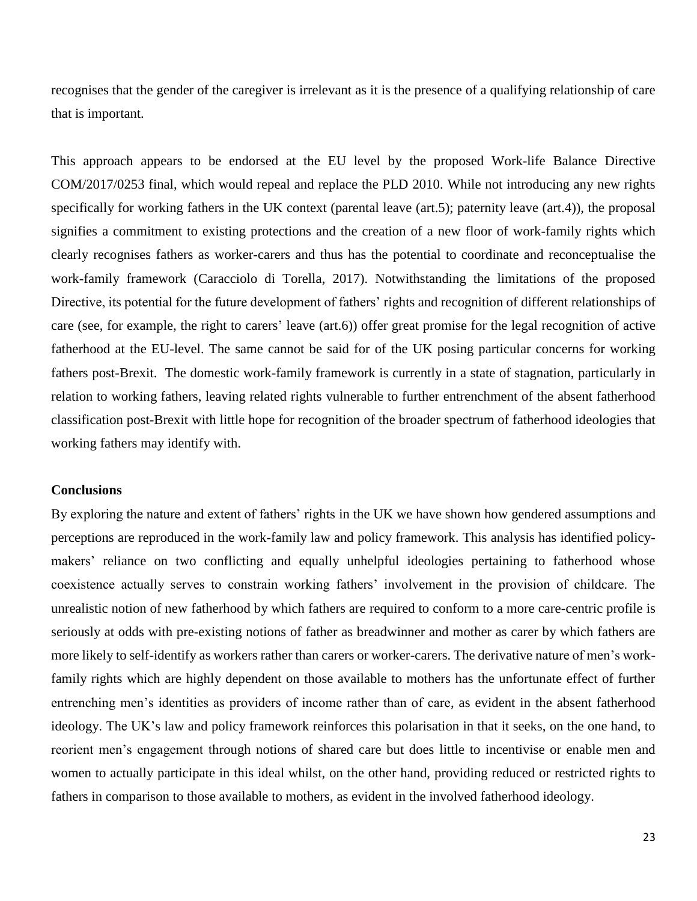recognises that the gender of the caregiver is irrelevant as it is the presence of a qualifying relationship of care that is important.

This approach appears to be endorsed at the EU level by the proposed Work-life Balance Directive COM/2017/0253 final, which would repeal and replace the PLD 2010. While not introducing any new rights specifically for working fathers in the UK context (parental leave (art.5); paternity leave (art.4)), the proposal signifies a commitment to existing protections and the creation of a new floor of work-family rights which clearly recognises fathers as worker-carers and thus has the potential to coordinate and reconceptualise the work-family framework (Caracciolo di Torella, 2017). Notwithstanding the limitations of the proposed Directive, its potential for the future development of fathers' rights and recognition of different relationships of care (see, for example, the right to carers' leave (art.6)) offer great promise for the legal recognition of active fatherhood at the EU-level. The same cannot be said for of the UK posing particular concerns for working fathers post-Brexit. The domestic work-family framework is currently in a state of stagnation, particularly in relation to working fathers, leaving related rights vulnerable to further entrenchment of the absent fatherhood classification post-Brexit with little hope for recognition of the broader spectrum of fatherhood ideologies that working fathers may identify with.

**Conclusions**

By exploring the nature and extent of fathers' rights in the UK we have shown how gendered assumptions and perceptions are reproduced in the work-family law and policy framework. This analysis has identified policy-makers' reliance on two conflicting and equally unhelpful ideologies pertaining to fatherhood whose coexistence actually serves to constrain working fathers' involvement in the provision of childcare. The unrealistic notion of new fatherhood by which fathers are required to conform to a more care-centric profile is seriously at odds with pre-existing notions of father as breadwinner and mother as carer by which fathers are more likely to self-identify as workers rather than carers or worker-carers. The derivative nature of men's work-family rights which are highly dependent on those available to mothers has the unfortunate effect of further entrenching men's identities as providers of income rather than of care, as evident in the absent fatherhood ideology. The UK's law and policy framework reinforces this polarisation in that it seeks, on the one hand, to reorient men's engagement through notions of shared care but does little to incentivise or enable men and women to actually participate in this ideal whilst, on the other hand, providing reduced or restricted rights to fathers in comparison to those available to mothers, as evident in the involved fatherhood ideology.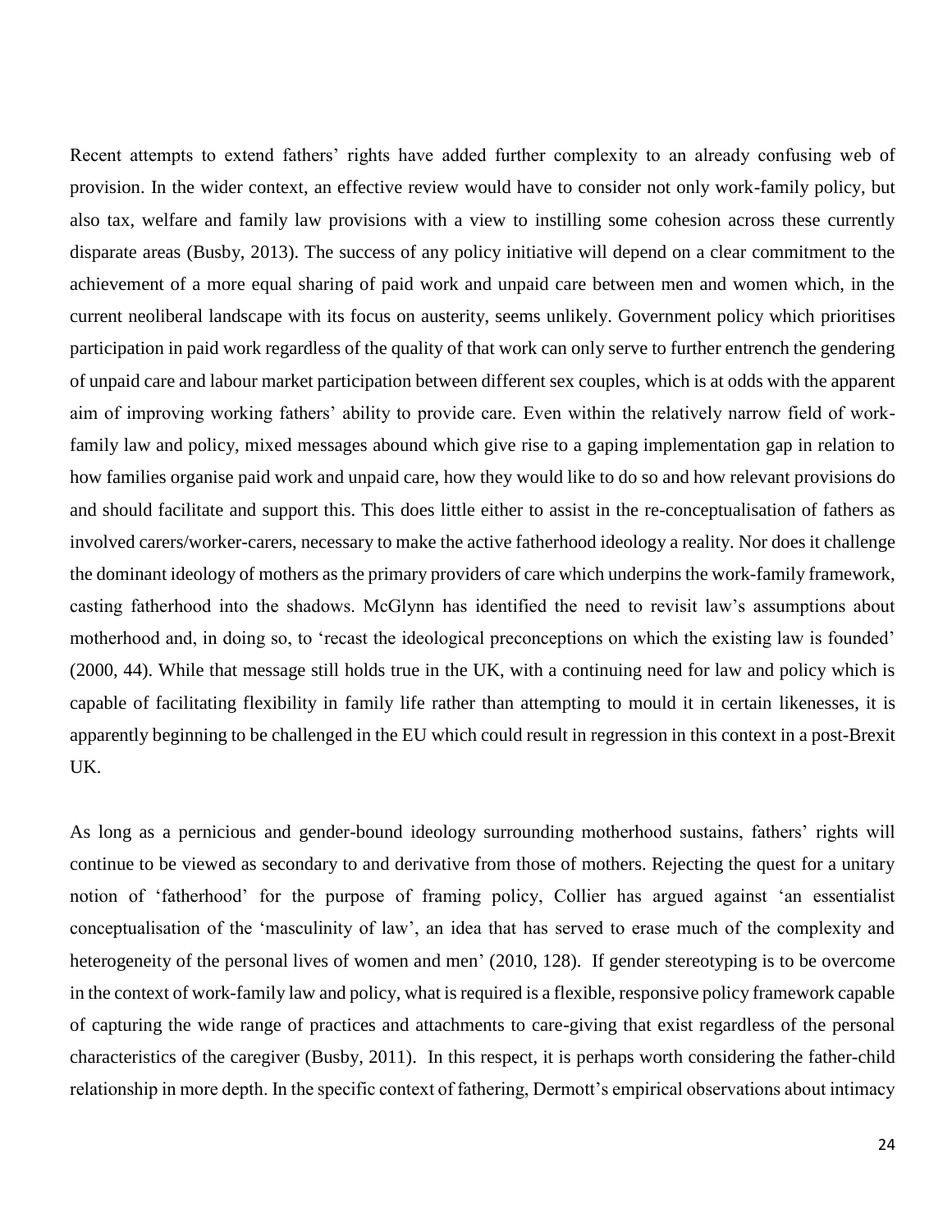Recent attempts to extend fathers' rights have added further complexity to an already confusing web of provision. In the wider context, an effective review would have to consider not only work-family policy, but also tax, welfare and family law provisions with a view to instilling some cohesion across these currently disparate areas (Busby, 2013). The success of any policy initiative will depend on a clear commitment to the achievement of a more equal sharing of paid work and unpaid care between men and women which, in the current neoliberal landscape with its focus on austerity, seems unlikely. Government policy which prioritises participation in paid work regardless of the quality of that work can only serve to further entrench the gendering of unpaid care and labour market participation between different sex couples, which is at odds with the apparent aim of improving working fathers' ability to provide care. Even within the relatively narrow field of work-family law and policy, mixed messages abound which give rise to a gaping implementation gap in relation to how families organise paid work and unpaid care, how they would like to do so and how relevant provisions do and should facilitate and support this. This does little either to assist in the re-conceptualisation of fathers as involved carers/worker-carers, necessary to make the active fatherhood ideology a reality. Nor does it challenge the dominant ideology of mothers as the primary providers of care which underpins the work-family framework, casting fatherhood into the shadows. McGlynn has identified the need to revisit law's assumptions about motherhood and, in doing so, to 'recast the ideological preconceptions on which the existing law is founded' (2000, 44). While that message still holds true in the UK, with a continuing need for law and policy which is capable of facilitating flexibility in family life rather than attempting to mould it in certain likenesses, it is apparently beginning to be challenged in the EU which could result in regression in this context in a post-Brexit UK.

As long as a pernicious and gender-bound ideology surrounding motherhood sustains, fathers' rights will continue to be viewed as secondary to and derivative from those of mothers. Rejecting the quest for a unitary notion of 'fatherhood' for the purpose of framing policy, Collier has argued against 'an essentialist conceptualisation of the 'masculinity of law', an idea that has served to erase much of the complexity and heterogeneity of the personal lives of women and men' (2010, 128). If gender stereotyping is to be overcome in the context of work-family law and policy, what is required is a flexible, responsive policy framework capable of capturing the wide range of practices and attachments to care-giving that exist regardless of the personal characteristics of the caregiver (Busby, 2011). In this respect, it is perhaps worth considering the father-child relationship in more depth. In the specific context of fathering, Dermott's empirical observations about intimacy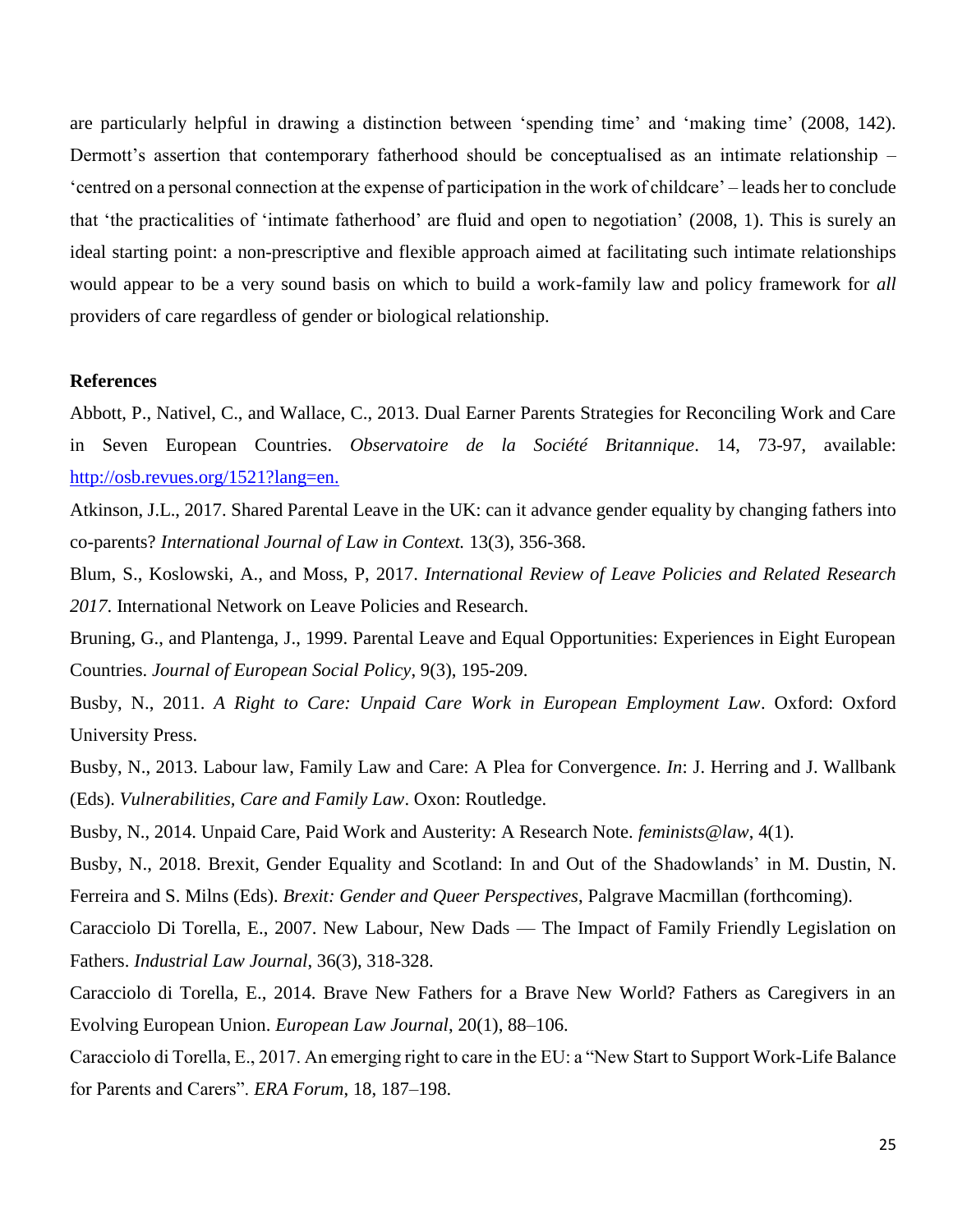are particularly helpful in drawing a distinction between 'spending time' and 'making time' (2008, 142). Dermott's assertion that contemporary fatherhood should be conceptualised as an intimate relationship – 'centred on a personal connection at the expense of participation in the work of childcare' – leads her to conclude that 'the practicalities of 'intimate fatherhood' are fluid and open to negotiation' (2008, 1). This is surely an ideal starting point: a non-prescriptive and flexible approach aimed at facilitating such intimate relationships would appear to be a very sound basis on which to build a work-family law and policy framework for *all* providers of care regardless of gender or biological relationship.

**References**

Abbott, P., Nativel, C., and Wallace, C., 2013. Dual Earner Parents Strategies for Reconciling Work and Care in Seven European Countries. *Observatoire de la Société Britannique*. 14, 73-97, available: http://osb.revues.org/1521?lang=en.

Atkinson, J.L., 2017. Shared Parental Leave in the UK: can it advance gender equality by changing fathers into co-parents? *International Journal of Law in Context.* 13(3), 356-368.

Blum, S., Koslowski, A., and Moss, P, 2017. *International Review of Leave Policies and Related Research 2017*. International Network on Leave Policies and Research.

Bruning, G., and Plantenga, J., 1999. Parental Leave and Equal Opportunities: Experiences in Eight European Countries. *Journal of European Social Policy*, 9(3), 195-209.

Busby, N., 2011. *A Right to Care: Unpaid Care Work in European Employment Law*. Oxford: Oxford University Press.

Busby, N., 2013. Labour law, Family Law and Care: A Plea for Convergence. *In*: J. Herring and J. Wallbank (Eds). *Vulnerabilities, Care and Family Law*. Oxon: Routledge.

Busby, N., 2014. Unpaid Care, Paid Work and Austerity: A Research Note. *feminists@law*, 4(1).

Busby, N., 2018. Brexit, Gender Equality and Scotland: In and Out of the Shadowlands' in M. Dustin, N. Ferreira and S. Milns (Eds). *Brexit: Gender and Queer Perspectives*, Palgrave Macmillan (forthcoming).

Caracciolo Di Torella, E., 2007. New Labour, New Dads — The Impact of Family Friendly Legislation on Fathers. *Industrial Law Journal*, 36(3), 318-328.

Caracciolo di Torella, E., 2014. Brave New Fathers for a Brave New World? Fathers as Caregivers in an Evolving European Union. *European Law Journal*, 20(1), 88–106.

Caracciolo di Torella, E., 2017. An emerging right to care in the EU: a "New Start to Support Work-Life Balance for Parents and Carers". *ERA Forum*, 18, 187–198.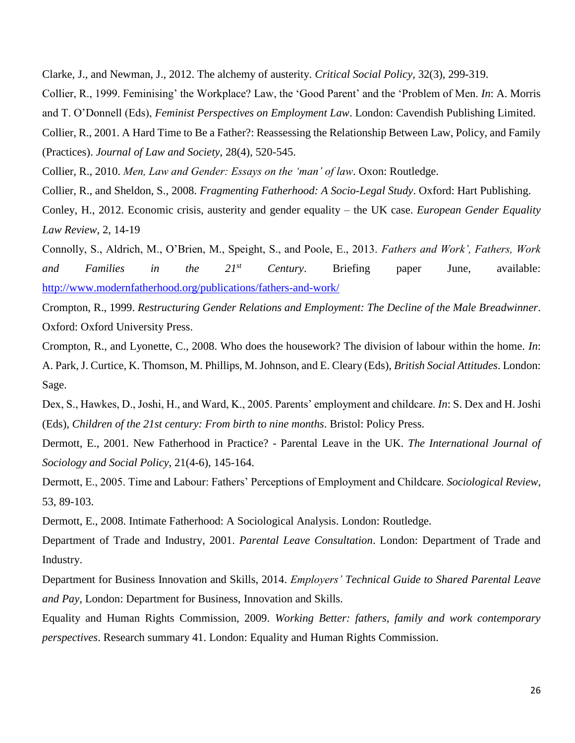Clarke, J., and Newman, J., 2012. The alchemy of austerity. *Critical Social Policy*, 32(3), 299-319.

Collier, R., 1999. Feminising' the Workplace? Law, the 'Good Parent' and the 'Problem of Men. *In*: A. Morris and T. O'Donnell (Eds), *Feminist Perspectives on Employment Law*. London: Cavendish Publishing Limited.

Collier, R., 2001. A Hard Time to Be a Father?: Reassessing the Relationship Between Law, Policy, and Family (Practices). *Journal of Law and Society*, 28(4), 520-545.

Collier, R., 2010. *Men, Law and Gender: Essays on the 'man' of law*. Oxon: Routledge.

Collier, R., and Sheldon, S., 2008. *Fragmenting Fatherhood: A Socio-Legal Study*. Oxford: Hart Publishing.

Conley, H., 2012. Economic crisis, austerity and gender equality – the UK case. *European Gender Equality Law Review*, 2, 14-19

Connolly, S., Aldrich, M., O'Brien, M., Speight, S., and Poole, E., 2013. *Fathers and Work', Fathers, Work and Families in the 21st Century*. Briefing paper June, available: http://www.modernfatherhood.org/publications/fathers-and-work/

Crompton, R., 1999. *Restructuring Gender Relations and Employment: The Decline of the Male Breadwinner*. Oxford: Oxford University Press.

Crompton, R., and Lyonette, C., 2008. Who does the housework? The division of labour within the home. *In*: A. Park, J. Curtice, K. Thomson, M. Phillips, M. Johnson, and E. Cleary (Eds), *British Social Attitudes*. London: Sage.

Dex, S., Hawkes, D., Joshi, H., and Ward, K., 2005. Parents' employment and childcare. *In*: S. Dex and H. Joshi (Eds), *Children of the 21st century: From birth to nine months*. Bristol: Policy Press.

Dermott, E., 2001. New Fatherhood in Practice? - Parental Leave in the UK. *The International Journal of Sociology and Social Policy*, 21(4-6), 145-164.

Dermott, E., 2005. Time and Labour: Fathers' Perceptions of Employment and Childcare. *Sociological Review*, 53, 89-103.

Dermott, E., 2008. Intimate Fatherhood: A Sociological Analysis. London: Routledge.

Department of Trade and Industry, 2001. *Parental Leave Consultation*. London: Department of Trade and Industry.

Department for Business Innovation and Skills, 2014. *Employers' Technical Guide to Shared Parental Leave and Pay*, London: Department for Business, Innovation and Skills.

Equality and Human Rights Commission, 2009. *Working Better: fathers, family and work contemporary perspectives*. Research summary 41. London: Equality and Human Rights Commission.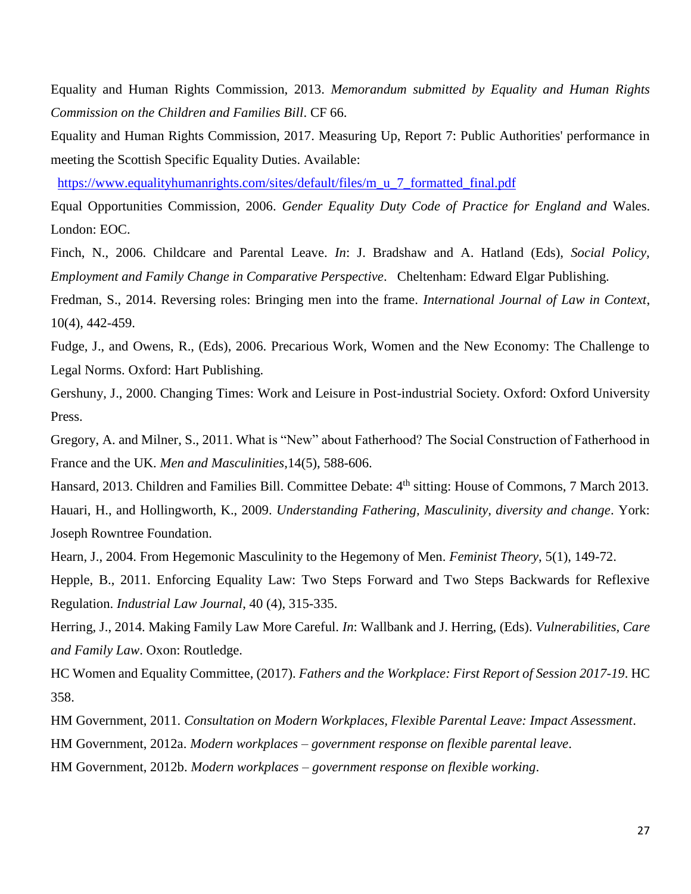Equality and Human Rights Commission, 2013. *Memorandum submitted by Equality and Human Rights Commission on the Children and Families Bill*. CF 66.

Equality and Human Rights Commission, 2017. Measuring Up, Report 7: Public Authorities' performance in meeting the Scottish Specific Equality Duties. Available:

https://www.equalityhumanrights.com/sites/default/files/m_u_7_formatted_final.pdf

Equal Opportunities Commission, 2006. *Gender Equality Duty Code of Practice for England and* Wales. London: EOC.

Finch, N., 2006. Childcare and Parental Leave. *In*: J. Bradshaw and A. Hatland (Eds), *Social Policy, Employment and Family Change in Comparative Perspective*. Cheltenham: Edward Elgar Publishing.

Fredman, S., 2014. Reversing roles: Bringing men into the frame. *International Journal of Law in Context*, 10(4), 442-459.

Fudge, J., and Owens, R., (Eds), 2006. Precarious Work, Women and the New Economy: The Challenge to Legal Norms. Oxford: Hart Publishing.

Gershuny, J., 2000. Changing Times: Work and Leisure in Post-industrial Society. Oxford: Oxford University Press.

Gregory, A. and Milner, S., 2011. What is "New" about Fatherhood? The Social Construction of Fatherhood in France and the UK. *Men and Masculinities*,14(5), 588-606.

Hansard, 2013. Children and Families Bill. Committee Debate: 4th sitting: House of Commons, 7 March 2013.

Hauari, H., and Hollingworth, K., 2009. *Understanding Fathering, Masculinity, diversity and change*. York: Joseph Rowntree Foundation.

Hearn, J., 2004. From Hegemonic Masculinity to the Hegemony of Men. *Feminist Theory*, 5(1), 149-72.

Hepple, B., 2011. Enforcing Equality Law: Two Steps Forward and Two Steps Backwards for Reflexive Regulation. *Industrial Law Journal*, 40 (4), 315-335.

Herring, J., 2014. Making Family Law More Careful. *In*: Wallbank and J. Herring, (Eds). *Vulnerabilities, Care and Family Law*. Oxon: Routledge.

HC Women and Equality Committee, (2017). *Fathers and the Workplace: First Report of Session 2017-19*. HC 358.

HM Government, 2011. *Consultation on Modern Workplaces, Flexible Parental Leave: Impact Assessment*.

HM Government, 2012a. *Modern workplaces – government response on flexible parental leave*.

HM Government, 2012b. *Modern workplaces – government response on flexible working*.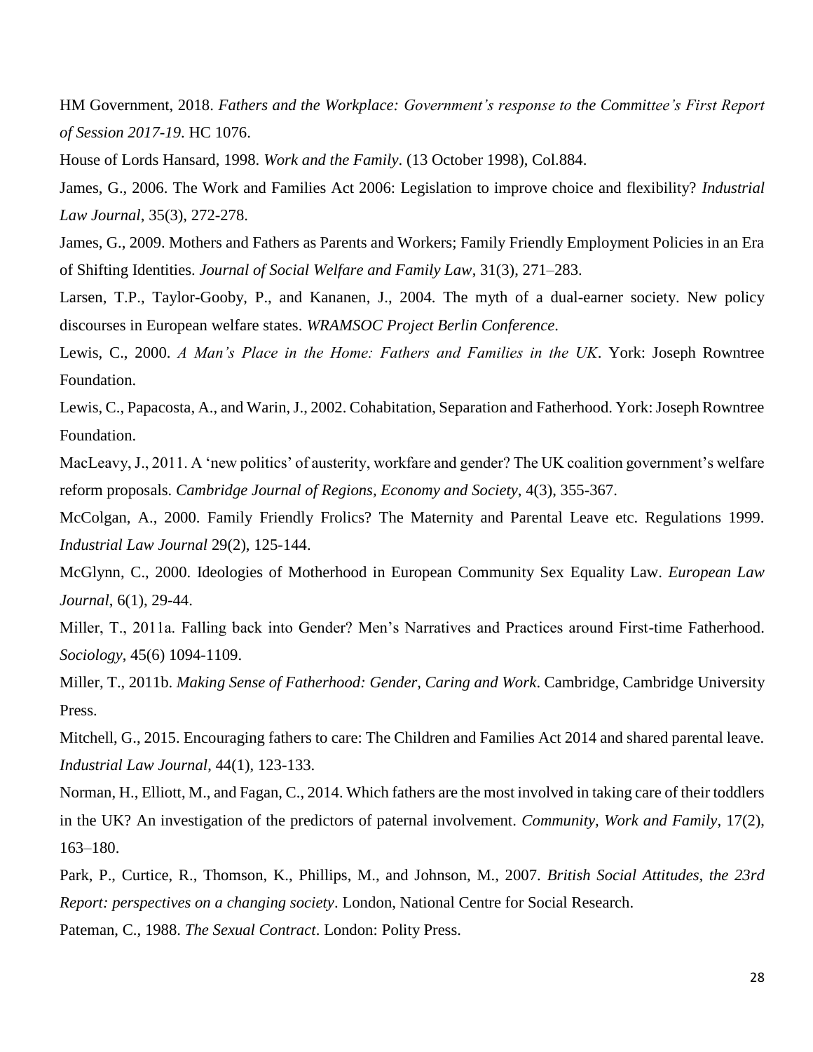HM Government, 2018. *Fathers and the Workplace: Government's response to the Committee's First Report of Session 2017-19*. HC 1076.

House of Lords Hansard, 1998. *Work and the Family*. (13 October 1998), Col.884.

James, G., 2006. The Work and Families Act 2006: Legislation to improve choice and flexibility? *Industrial Law Journal*, 35(3), 272-278.

James, G., 2009. Mothers and Fathers as Parents and Workers; Family Friendly Employment Policies in an Era of Shifting Identities. *Journal of Social Welfare and Family Law*, 31(3), 271–283.

Larsen, T.P., Taylor-Gooby, P., and Kananen, J., 2004. The myth of a dual-earner society. New policy discourses in European welfare states. *WRAMSOC Project Berlin Conference*.

Lewis, C., 2000. *A Man's Place in the Home: Fathers and Families in the UK*. York: Joseph Rowntree Foundation.

Lewis, C., Papacosta, A., and Warin, J., 2002. Cohabitation, Separation and Fatherhood. York: Joseph Rowntree Foundation.

MacLeavy, J., 2011. A 'new politics' of austerity, workfare and gender? The UK coalition government's welfare reform proposals. *Cambridge Journal of Regions, Economy and Society*, 4(3), 355-367.

McColgan, A., 2000. Family Friendly Frolics? The Maternity and Parental Leave etc. Regulations 1999. *Industrial Law Journal* 29(2), 125-144.

McGlynn, C., 2000. Ideologies of Motherhood in European Community Sex Equality Law. *European Law Journal*, 6(1), 29-44.

Miller, T., 2011a. Falling back into Gender? Men's Narratives and Practices around First-time Fatherhood. *Sociology*, 45(6) 1094-1109.

Miller, T., 2011b. *Making Sense of Fatherhood: Gender, Caring and Work*. Cambridge, Cambridge University Press.

Mitchell, G., 2015. Encouraging fathers to care: The Children and Families Act 2014 and shared parental leave. *Industrial Law Journal*, 44(1), 123-133.

Norman, H., Elliott, M., and Fagan, C., 2014. Which fathers are the most involved in taking care of their toddlers in the UK? An investigation of the predictors of paternal involvement. *Community, Work and Family*, 17(2), 163–180.

Park, P., Curtice, R., Thomson, K., Phillips, M., and Johnson, M., 2007. *British Social Attitudes, the 23rd Report: perspectives on a changing society*. London, National Centre for Social Research.

Pateman, C., 1988. *The Sexual Contract*. London: Polity Press.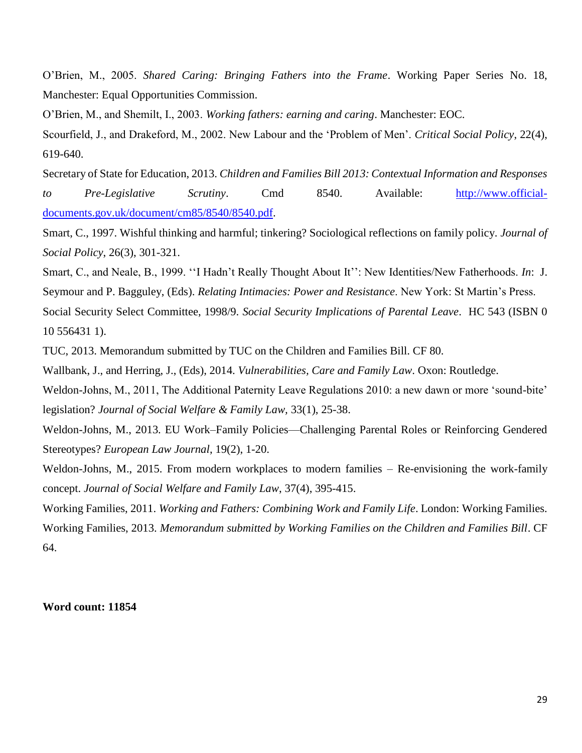O’Brien, M., 2005. *Shared Caring: Bringing Fathers into the Frame*. Working Paper Series No. 18, Manchester: Equal Opportunities Commission.

O’Brien, M., and Shemilt, I., 2003. *Working fathers: earning and caring*. Manchester: EOC.

Scourfield, J., and Drakeford, M., 2002. New Labour and the ‘Problem of Men’. *Critical Social Policy*, 22(4), 619-640.

Secretary of State for Education, 2013. *Children and Families Bill 2013: Contextual Information and Responses to Pre-Legislative Scrutiny*. Cmd 8540. Available: http://www.official-documents.gov.uk/document/cm85/8540/8540.pdf.

Smart, C., 1997. Wishful thinking and harmful; tinkering? Sociological reflections on family policy. *Journal of Social Policy*, 26(3), 301-321.

Smart, C., and Neale, B., 1999. ‘‘I Hadn’t Really Thought About It’’: New Identities/New Fatherhoods. *In*: J. Seymour and P. Bagguley, (Eds). *Relating Intimacies: Power and Resistance*. New York: St Martin’s Press.

Social Security Select Committee, 1998/9. *Social Security Implications of Parental Leave*. HC 543 (ISBN 0 10 556431 1).

TUC, 2013. Memorandum submitted by TUC on the Children and Families Bill. CF 80.

Wallbank, J., and Herring, J., (Eds), 2014. *Vulnerabilities, Care and Family Law*. Oxon: Routledge.

Weldon-Johns, M., 2011, The Additional Paternity Leave Regulations 2010: a new dawn or more ‘sound-bite’ legislation? *Journal of Social Welfare & Family Law*, 33(1), 25-38.

Weldon-Johns, M., 2013. EU Work–Family Policies—Challenging Parental Roles or Reinforcing Gendered Stereotypes? *European Law Journal*, 19(2), 1-20.

Weldon-Johns, M., 2015. From modern workplaces to modern families – Re-envisioning the work-family concept. *Journal of Social Welfare and Family Law*, 37(4), 395-415.

Working Families, 2011. *Working and Fathers: Combining Work and Family Life*. London: Working Families.

Working Families, 2013. *Memorandum submitted by Working Families on the Children and Families Bill*. CF 64.

**Word count: 11854**